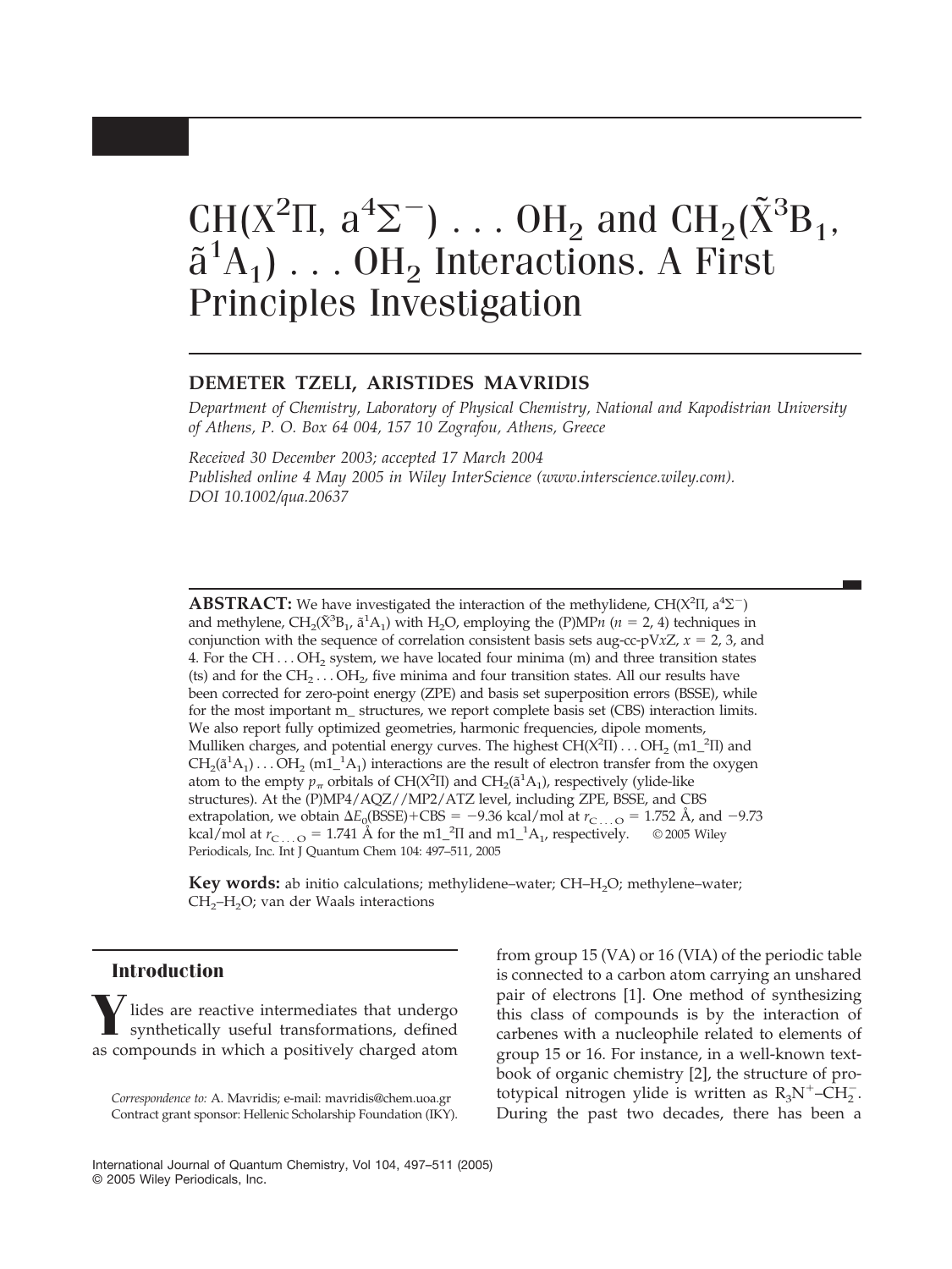# $CH(X^2\Pi, a^4\Sigma^-) \ldots OH_2$ and $CH_2(\tilde{X}^3B_1, \tilde{a}^1A_1) \ldots OH_2$ Interactions. A First Principles Investigation

**DEMETER TZELI, ARISTIDES MAVRIDIS**

*Department of Chemistry, Laboratory of Physical Chemistry, National and Kapodistrian University of Athens, P. O. Box 64 004, 157 10 Zografou, Athens, Greece*

*Received 30 December 2003; accepted 17 March 2004*
*Published online 4 May 2005 in Wiley InterScience (www.interscience.wiley.com).*
*DOI 10.1002/qua.20637*

**ABSTRACT:** We have investigated the interaction of the methylidene, $CH(X^2\Pi, a^4\Sigma^-)$ and methylene, $CH_2(\tilde{X}^3B_1, \tilde{a}^1A_1)$ with $H_2O$, employing the (P)MP$n$ ($n$ = 2, 4) techniques in conjunction with the sequence of correlation consistent basis sets aug-cc-pV$x$Z, $x$ = 2, 3, and 4. For the $CH \ldots OH_2$ system, we have located four minima (m) and three transition states (ts) and for the $CH_2 \ldots OH_2$, five minima and four transition states. All our results have been corrected for zero-point energy (ZPE) and basis set superposition errors (BSSE), while for the most important m_ structures, we report complete basis set (CBS) interaction limits. We also report fully optimized geometries, harmonic frequencies, dipole moments, Mulliken charges, and potential energy curves. The highest $CH(X^2\Pi) \ldots OH_2$ (m1_$^2\Pi$) and $CH_2(\tilde{a}^1A_1) \ldots OH_2$ (m1_$^1A_1$) interactions are the result of electron transfer from the oxygen atom to the empty $p_\pi$ orbitals of $CH(X^2\Pi)$ and $CH_2(\tilde{a}^1A_1)$, respectively (ylide-like structures). At the (P)MP4/AQZ//MP2/ATZ level, including ZPE, BSSE, and CBS extrapolation, we obtain $\Delta E_0$(BSSE)+CBS = −9.36 kcal/mol at $r_{C\ldots O}$ = 1.752 Å, and −9.73 kcal/mol at $r_{C\ldots O}$ = 1.741 Å for the m1_$^2\Pi$ and m1_$^1A_1$, respectively. © 2005 Wiley Periodicals, Inc. Int J Quantum Chem 104: 497–511, 2005

**Key words:** ab initio calculations; methylidene–water; $CH$–$H_2O$; methylene–water; $CH_2$–$H_2O$; van der Waals interactions

*Correspondence to:* A. Mavridis; e-mail: mavridis@chem.uoa.gr
Contract grant sponsor: Hellenic Scholarship Foundation (IKY).

## Introduction

Ylides are reactive intermediates that undergo synthetically useful transformations, defined as compounds in which a positively charged atom from group 15 (VA) or 16 (VIA) of the periodic table is connected to a carbon atom carrying an unshared pair of electrons [1]. One method of synthesizing this class of compounds is by the interaction of carbenes with a nucleophile related to elements of group 15 or 16. For instance, in a well-known textbook of organic chemistry [2], the structure of prototypical nitrogen ylide is written as $R_3N^+$–$\bar{C}H_2^-$. During the past two decades, there has been a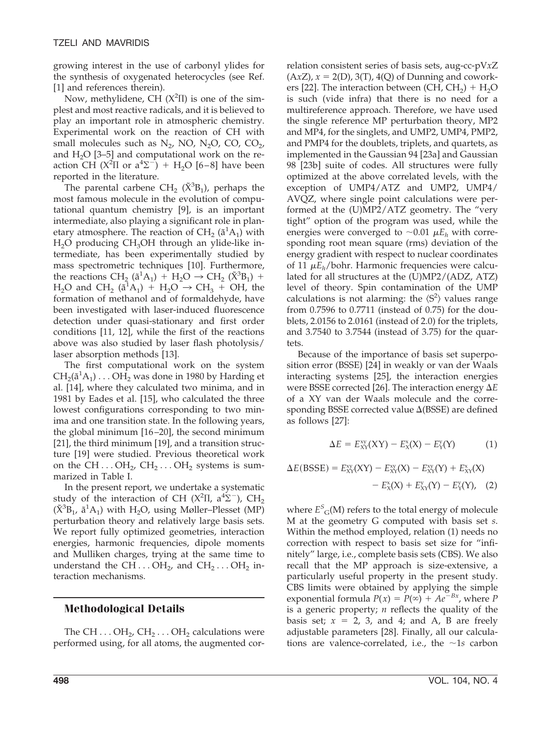growing interest in the use of carbonyl ylides for the synthesis of oxygenated heterocycles (see Ref. [1] and references therein).

Now, methylidene, CH ($X^2\Pi$) is one of the simplest and most reactive radicals, and it is believed to play an important role in atmospheric chemistry. Experimental work on the reaction of CH with small molecules such as $N_2$, NO, $N_2O$, CO, $CO_2$, and $H_2O$ [3–5] and computational work on the reaction CH ($X^2\Pi$ or $a^4\Sigma^-$) + $H_2O$ [6–8] have been reported in the literature.

The parental carbene $CH_2$ ($\tilde{X}^3B_1$), perhaps the most famous molecule in the evolution of computational quantum chemistry [9], is an important intermediate, also playing a significant role in planetary atmosphere. The reaction of $CH_2$ ($\tilde{a}^1A_1$) with $H_2O$ producing $CH_3OH$ through an ylide-like intermediate, has been experimentally studied by mass spectrometric techniques [10]. Furthermore, the reactions $CH_2$ ($\tilde{a}^1A_1$) + $H_2O \rightarrow CH_2$ ($\tilde{X}^3B_1$) + $H_2O$ and $CH_2$ ($\tilde{a}^1A_1$) + $H_2O \rightarrow CH_3$ + OH, the formation of methanol and of formaldehyde, have been investigated with laser-induced fluorescence detection under quasi-stationary and first order conditions [11, 12], while the first of the reactions above was also studied by laser flash photolysis/laser absorption methods [13].

The first computational work on the system $CH_2(\tilde{a}^1A_1) \ldots OH_2$ was done in 1980 by Harding et al. [14], where they calculated two minima, and in 1981 by Eades et al. [15], who calculated the three lowest configurations corresponding to two minima and one transition state. In the following years, the global minimum [16–20], the second minimum [21], the third minimum [19], and a transition structure [19] were studied. Previous theoretical work on the $CH \ldots OH_2$, $CH_2 \ldots OH_2$ systems is summarized in Table I.

In the present report, we undertake a systematic study of the interaction of CH ($X^2\Pi$, $a^4\Sigma^-$), $CH_2$ ($\tilde{X}^3B_1$, $\tilde{a}^1A_1$) with $H_2O$, using Møller–Plesset (MP) perturbation theory and relatively large basis sets. We report fully optimized geometries, interaction energies, harmonic frequencies, dipole moments and Mulliken charges, trying at the same time to understand the $CH \ldots OH_2$, and $CH_2 \ldots OH_2$ interaction mechanisms.

## Methodological Details

The $CH \ldots OH_2$, $CH_2 \ldots OH_2$ calculations were performed using, for all atoms, the augmented correlation consistent series of basis sets, aug-cc-pV$x$Z (A$x$Z), $x$ = 2(D), 3(T), 4(Q) of Dunning and coworkers [22]. The interaction between (CH, $CH_2$) + $H_2O$ is such (vide infra) that there is no need for a multireference approach. Therefore, we have used the single reference MP perturbation theory, MP2 and MP4, for the singlets, and UMP2, UMP4, PMP2, and PMP4 for the doublets, triplets, and quartets, as implemented in the Gaussian 94 [23a] and Gaussian 98 [23b] suite of codes. All structures were fully optimized at the above correlated levels, with the exception of UMP4/ATZ and UMP2, UMP4/AVQZ, where single point calculations were performed at the (U)MP2/ATZ geometry. The "very tight" option of the program was used, while the energies were converged to $\sim$0.01 $\mu E_h$ with corresponding root mean square (rms) deviation of the energy gradient with respect to nuclear coordinates of 11 $\mu E_h$/bohr. Harmonic frequencies were calculated for all structures at the (U)MP2/(ADZ, ATZ) level of theory. Spin contamination of the UMP calculations is not alarming: the $\langle S^2 \rangle$ values range from 0.7596 to 0.7711 (instead of 0.75) for the doublets, 2.0156 to 2.0161 (instead of 2.0) for the triplets, and 3.7540 to 3.7544 (instead of 3.75) for the quartets.

Because of the importance of basis set superposition error (BSSE) [24] in weakly or van der Waals interacting systems [25], the interaction energies were BSSE corrected [26]. The interaction energy $\Delta E$ of a XY van der Waals molecule and the corresponding BSSE corrected value $\Delta$(BSSE) are defined as follows [27]:

$$\Delta E = E^{xy}_{XY}(XY) - E^{x}_{X}(X) - E^{y}_{Y}(Y) \quad (1)$$

$$\Delta E(\text{BSSE}) = E^{xy}_{XY}(XY) - E^{xy}_{XY}(X) - E^{xy}_{XY}(Y) + E^{x}_{XY}(X) - E^{x}_{X}(X) + E^{y}_{XY}(Y) - E^{y}_{Y}(Y), \quad (2)$$

where $E^{S}_{G}(M)$ refers to the total energy of molecule M at the geometry G computed with basis set $s$. Within the method employed, relation (1) needs no correction with respect to basis set size for "infinitely" large, i.e., complete basis sets (CBS). We also recall that the MP approach is size-extensive, a particularly useful property in the present study. CBS limits were obtained by applying the simple exponential formula $P(x) = P(\infty) + Ae^{-Bx}$, where $P$ is a generic property; $n$ reflects the quality of the basis set; $x$ = 2, 3, and 4; and A, B are freely adjustable parameters [28]. Finally, all our calculations are valence-correlated, i.e., the $\sim$1$s$ carbon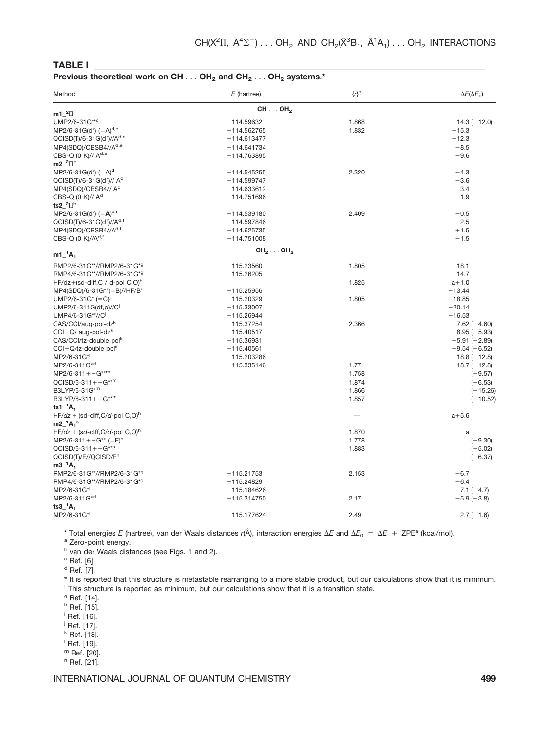## TABLE I

**Previous theoretical work on CH . . . $OH_2$ and $CH_2$ . . . $OH_2$ systems.***

| Method | $E$ (hartree) | $\{r\}^b$ | $\Delta E(\Delta E_0)$ |
|---|---|---|---|
| | **CH . . . $OH_2$** | | |
| **m1_$^2\Pi$** | | | |
| UMP2/6-31G**[c] | −114.59632 | 1.868 | −14.3 (−12.0) |
| MP2/6-31G(d′) (=A)[d,e] | −114.562765 | 1.832 | −15.3 |
| QCISD(T)/6-31G(d′)//A[d,e] | −114.613477 | | −12.3 |
| MP4(SDQ)/CBSB4//A[d,e] | −114.641734 | | −8.5 |
| CBS-Q (0 K)// A[d,e] | −114.763895 | | −9.6 |
| **m2_$^2\Pi^b$** | | | |
| MP2/6-31G(d′) (=A)[d] | −114.545255 | 2.320 | −4.3 |
| QCISD(T)/6-31G(d′)// A[d] | −114.599747 | | −3.6 |
| MP4(SDQ)/CBSB4// A[d] | −114.633612 | | −3.4 |
| CBS-Q (0 K)// A[d] | −114.751696 | | −1.9 |
| **ts2_$^2\Pi^b$** | | | |
| MP2/6-31G(d′) (=**A**)[d,f] | −114.539180 | 2.409 | −0.5 |
| QCISD(T)/6-31G(d′)//A[d,f] | −114.597846 | | −2.5 |
| MP4(SDQ)/CBSB4//A[d,f] | −114.625735 | | +1.5 |
| CBS-Q (0 K)//A[d,f] | −114.751008 | | −1.5 |
| | **$CH_2$ . . . $OH_2$** | | |
| **m1_$^1A_1$** | | | |
| RMP2/6-31G**//RMP2/6-31G*[g] | −115.23560 | 1.805 | −18.1 |
| RMP4/6-31G**//RMP2/6-31G*[g] | −115.26205 | | −14.7 |
| HF/dz+(sd-diff,C / d-pol C,O)[h] | | 1.825 | a+1.0 |
| MP4(SDQ)/6-31G**(=B)//HF/B[i] | −115.25956 | | −13.44 |
| UMP2/6-31G* (=C)[j] | −115.20329 | 1.805 | −18.85 |
| UMP2/6-311G(df,p)//C[j] | −115.33007 | | −20.14 |
| UMP4/6-31G**//C[j] | −115.26944 | | −16.53 |
| CAS/CCI/aug-pol-dz[k] | −115.37254 | 2.366 | −7.62 (−4.60) |
| CCI+Q/ aug-pol-dz[k] | −115.40517 | | −8.95 (−5.93) |
| CAS/CCI/tz-double pol[k] | −115.36931 | | −5.91 (−2.89) |
| CCI+Q/tz-double pol[k] | −115.40561 | | −9.54 (−6.52) |
| MP2/6-31G*[l] | −115.203286 | | −18.8 (−12.8) |
| MP2/6-311G**[l] | −115.335146 | 1.77 | −18.7 (−12.8) |
| MP2/6-311++G**[m] | | 1.758 | (−9.57) |
| QCISD/6-311++G**[m] | | 1.874 | (−6.53) |
| B3LYP/6-31G*[m] | | 1.866 | (−15.26) |
| B3LYP/6-311++G**[m] | | 1.857 | (−10.52) |
| **ts1_$^1A_1$** | | | |
| HF/dz + (sd-diff,C/d-pol C,O)[h] | | — | a+5.6 |
| **m2_$^1A_1{}^b$** | | | |
| HF/dz + (sd-diff,C/d-pol C,O)[h] | | 1.870 | a |
| MP2/6-311++G** (=E)[n] | | 1.778 | (−9.30) |
| QCISD/6-311++G**[n] | | 1.883 | (−5.02) |
| QCISD(T)/E//QCISD/E[n] | | | (−6.37) |
| **m3_$^1A_1$** | | | |
| RMP2/6-31G**//RMP2/6-31G*[g] | −115.21753 | 2.153 | −6.7 |
| RMP4/6-31G**//RMP2/6-31G*[g] | −115.24829 | | −6.4 |
| MP2/6-31G*[l] | −115.184626 | | −7.1 (−4.7) |
| MP2/6-311G**[l] | −115.314750 | 2.17 | −5.9 (−3.8) |
| **ts3_$^1A_1$** | | | |
| MP2/6-31G*[l] | −115.177624 | 2.49 | −2.7 (−1.6) |

\* Total energies $E$ (hartree), van der Waals distances $r$(Å), interaction energies $\Delta E$ and $\Delta E_0 = \Delta E + \text{ZPE}^a$ (kcal/mol).

[a] Zero-point energy.

[b] van der Waals distances (see Figs. 1 and 2).

[c] Ref. [6].

[d] Ref. [7].

[e] It is reported that this structure is metastable rearranging to a more stable product, but our calculations show that it is minimum.

[f] This structure is reported as minimum, but our calculations show that it is a transition state.

[g] Ref. [14].

[h] Ref. [15].

[i] Ref. [16].

[j] Ref. [17].

[k] Ref. [18].

[l] Ref. [19].

[m] Ref. [20].

[n] Ref. [21].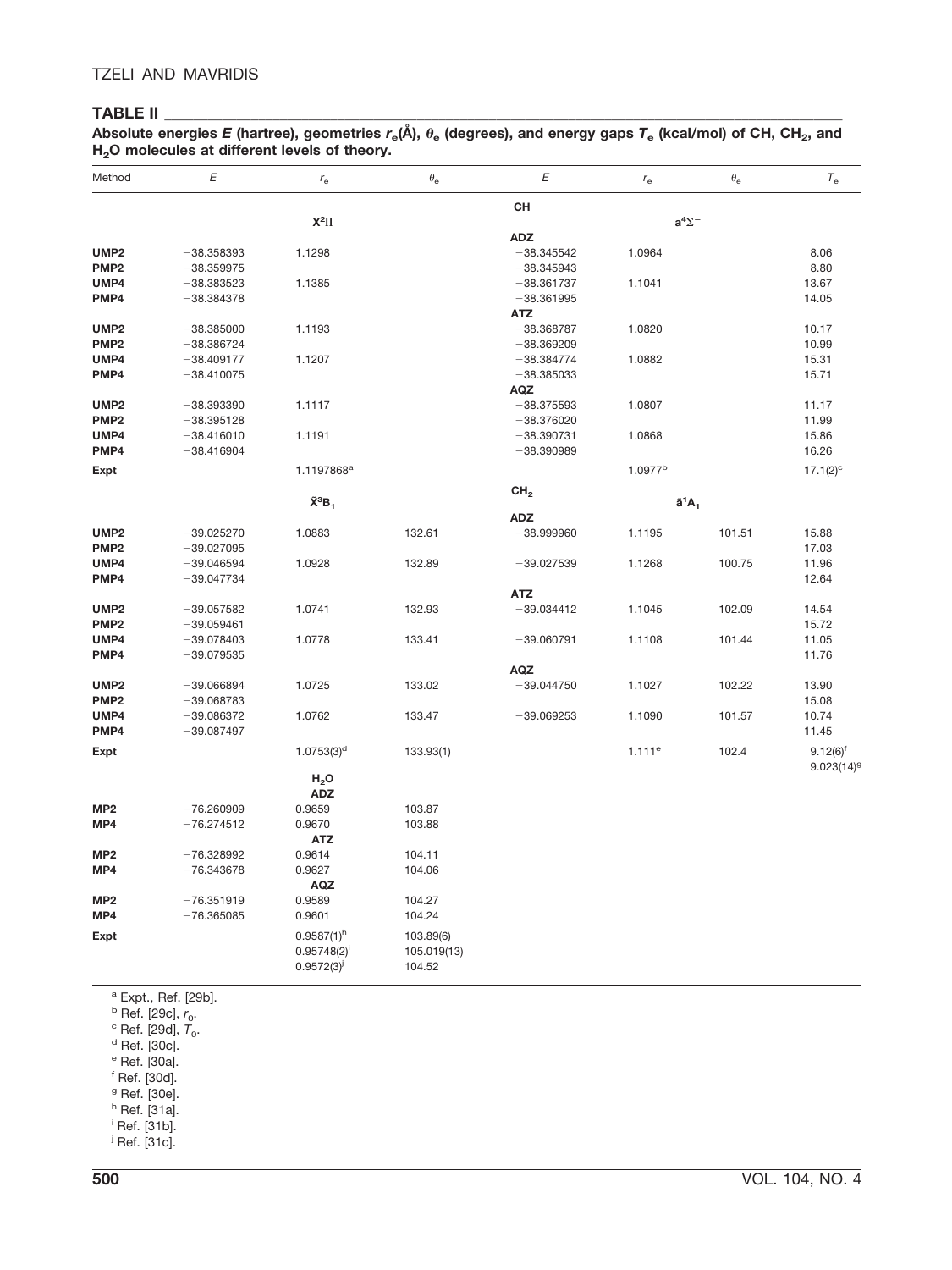**TABLE II**

**Absolute energies $E$ (hartree), geometries $r_e$(Å), $\theta_e$ (degrees), and energy gaps $T_e$ (kcal/mol) of CH, $CH_2$, and $H_2O$ molecules at different levels of theory.**

| Method | $E$ | $r_e$ | $\theta_e$ | $E$ | $r_e$ | $\theta_e$ | $T_e$ |
|---|---|---|---|---|---|---|---|
| | | | | **CH** | | | |
| | | $X^2\Pi$ | | | $a^4\Sigma^-$ | | |
| | | | | **ADZ** | | | |
| **UMP2** | −38.358393 | 1.1298 | | −38.345542 | 1.0964 | | 8.06 |
| **PMP2** | −38.359975 | | | −38.345943 | | | 8.80 |
| **UMP4** | −38.383523 | 1.1385 | | −38.361737 | 1.1041 | | 13.67 |
| **PMP4** | −38.384378 | | | −38.361995 | | | 14.05 |
| | | | | **ATZ** | | | |
| **UMP2** | −38.385000 | 1.1193 | | −38.368787 | 1.0820 | | 10.17 |
| **PMP2** | −38.386724 | | | −38.369209 | | | 10.99 |
| **UMP4** | −38.409177 | 1.1207 | | −38.384774 | 1.0882 | | 15.31 |
| **PMP4** | −38.410075 | | | −38.385033 | | | 15.71 |
| | | | | **AQZ** | | | |
| **UMP2** | −38.393390 | 1.1117 | | −38.375593 | 1.0807 | | 11.17 |
| **PMP2** | −38.395128 | | | −38.376020 | | | 11.99 |
| **UMP4** | −38.416010 | 1.1191 | | −38.390731 | 1.0868 | | 15.86 |
| **PMP4** | −38.416904 | | | −38.390989 | | | 16.26 |
| **Expt** | | 1.1197868[a] | | | 1.0977[b] | | 17.1(2)[c] |
| | | | | **$CH_2$** | | | |
| | | $\tilde{X}^3B_1$ | | | $\tilde{a}^1A_1$ | | |
| | | | | **ADZ** | | | |
| **UMP2** | −39.025270 | 1.0883 | 132.61 | −38.999960 | 1.1195 | 101.51 | 15.88 |
| **PMP2** | −39.027095 | | | | | | 17.03 |
| **UMP4** | −39.046594 | 1.0928 | 132.89 | −39.027539 | 1.1268 | 100.75 | 11.96 |
| **PMP4** | −39.047734 | | | | | | 12.64 |
| | | | | **ATZ** | | | |
| **UMP2** | −39.057582 | 1.0741 | 132.93 | −39.034412 | 1.1045 | 102.09 | 14.54 |
| **PMP2** | −39.059461 | | | | | | 15.72 |
| **UMP4** | −39.078403 | 1.0778 | 133.41 | −39.060791 | 1.1108 | 101.44 | 11.05 |
| **PMP4** | −39.079535 | | | | | | 11.76 |
| | | | | **AQZ** | | | |
| **UMP2** | −39.066894 | 1.0725 | 133.02 | −39.044750 | 1.1027 | 102.22 | 13.90 |
| **PMP2** | −39.068783 | | | | | | 15.08 |
| **UMP4** | −39.086372 | 1.0762 | 133.47 | −39.069253 | 1.1090 | 101.57 | 10.74 |
| **PMP4** | −39.087497 | | | | | | 11.45 |
| **Expt** | | 1.0753(3)[d] | 133.93(1) | | 1.111[e] | 102.4 | 9.12(6)[f] 9.023(14)[g] |
| | | **$H_2O$** | | | | | |
| | | **ADZ** | | | | | |
| **MP2** | −76.260909 | 0.9659 | 103.87 | | | | |
| **MP4** | −76.274512 | 0.9670 | 103.88 | | | | |
| | | **ATZ** | | | | | |
| **MP2** | −76.328992 | 0.9614 | 104.11 | | | | |
| **MP4** | −76.343678 | 0.9627 | 104.06 | | | | |
| | | **AQZ** | | | | | |
| **MP2** | −76.351919 | 0.9589 | 104.27 | | | | |
| **MP4** | −76.365085 | 0.9601 | 104.24 | | | | |
| **Expt** | | 0.9587(1)[h] | 103.89(6) | | | | |
| | | 0.95748(2)[i] | 105.019(13) | | | | |
| | | 0.9572(3)[j] | 104.52 | | | | |

[a] Expt., Ref. [29b].
[b] Ref. [29c], $r_0$.
[c] Ref. [29d], $T_0$.
[d] Ref. [30c].
[e] Ref. [30a].
[f] Ref. [30d].
[g] Ref. [30e].
[h] Ref. [31a].
[i] Ref. [31b].
[j] Ref. [31c].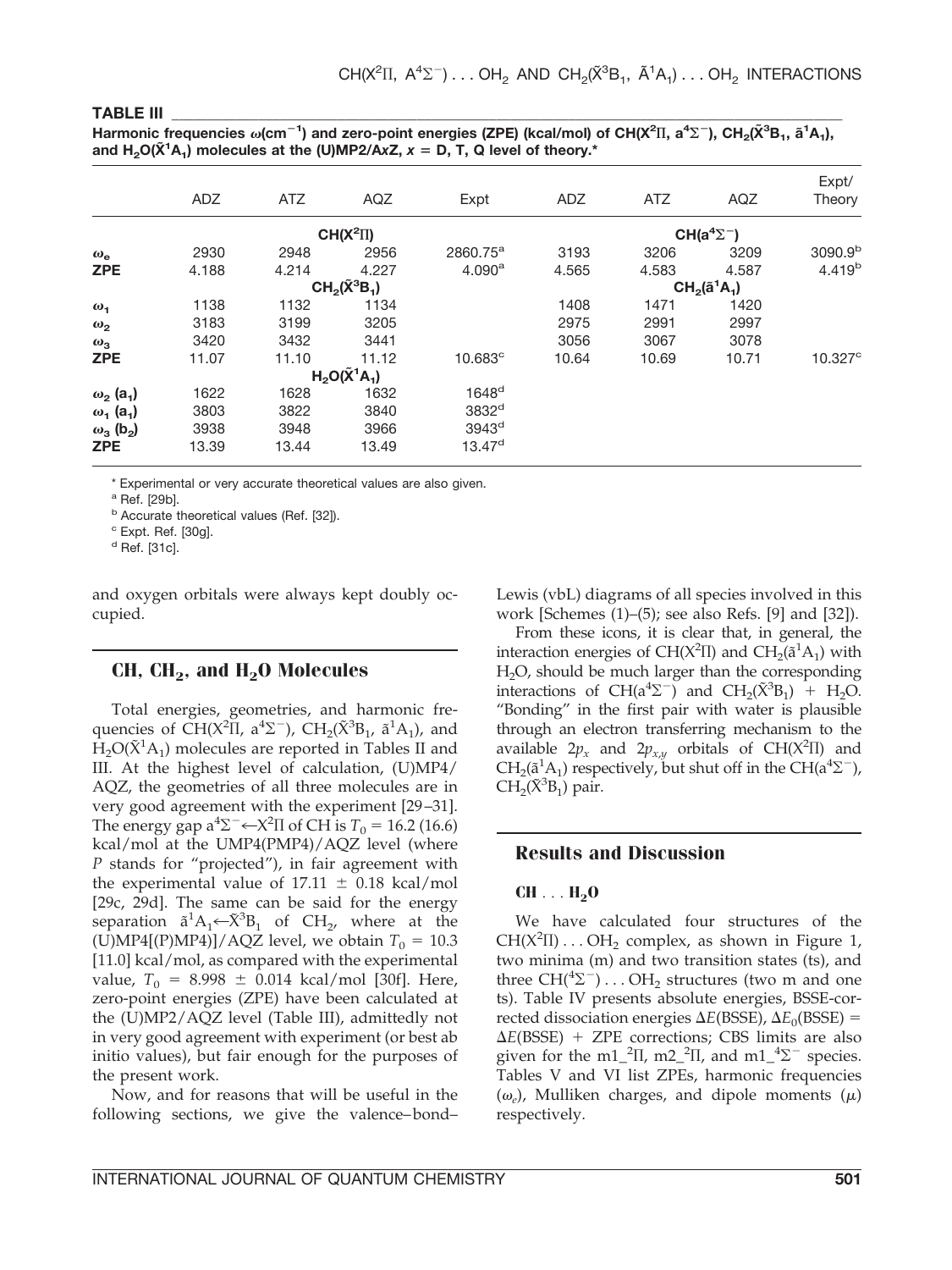**TABLE III**

Harmonic frequencies $\omega$(cm$^{-1}$) and zero-point energies (ZPE) (kcal/mol) of CH($X^2\Pi$, $a^4\Sigma^-$), $CH_2$($\tilde{X}^3B_1$, $\tilde{a}^1A_1$), and $H_2O$($\tilde{X}^1A_1$) molecules at the (U)MP2/A*x*Z, *x* = D, T, Q level of theory.*

| | ADZ | ATZ | AQZ | Expt | ADZ | ATZ | AQZ | Expt/ Theory |
|---|---|---|---|---|---|---|---|---|
| | | CH($X^2\Pi$) | | | | CH($a^4\Sigma^-$) | | |
| $\omega_e$ | 2930 | 2948 | 2956 | 2860.75[a] | 3193 | 3206 | 3209 | 3090.9[b] |
| **ZPE** | 4.188 | 4.214 | 4.227 | 4.090[a] | 4.565 | 4.583 | 4.587 | 4.419[b] |
| | | $CH_2$($\tilde{X}^3B_1$) | | | | $CH_2$($\tilde{a}^1A_1$) | | |
| $\omega_1$ | 1138 | 1132 | 1134 | | 1408 | 1471 | 1420 | |
| $\omega_2$ | 3183 | 3199 | 3205 | | 2975 | 2991 | 2997 | |
| $\omega_3$ | 3420 | 3432 | 3441 | | 3056 | 3067 | 3078 | |
| **ZPE** | 11.07 | 11.10 | 11.12 | 10.683[c] | 10.64 | 10.69 | 10.71 | 10.327[c] |
| | | $H_2O$($\tilde{X}^1A_1$) | | | | | | |
| $\omega_2$ ($a_1$) | 1622 | 1628 | 1632 | 1648[d] | | | | |
| $\omega_1$ ($a_1$) | 3803 | 3822 | 3840 | 3832[d] | | | | |
| $\omega_3$ ($b_2$) | 3938 | 3948 | 3966 | 3943[d] | | | | |
| **ZPE** | 13.39 | 13.44 | 13.49 | 13.47[d] | | | | |

\* Experimental or very accurate theoretical values are also given.

[a] Ref. [29b].

[b] Accurate theoretical values (Ref. [32]).

[c] Expt. Ref. [30g].

[d] Ref. [31c].

and oxygen orbitals were always kept doubly occupied.

## CH, $CH_2$, and $H_2O$ Molecules

Total energies, geometries, and harmonic frequencies of CH($X^2\Pi$, $a^4\Sigma^-$), $CH_2$($\tilde{X}^3B_1$, $\tilde{a}^1A_1$), and $H_2O$($\tilde{X}^1A_1$) molecules are reported in Tables II and III. At the highest level of calculation, (U)MP4/AQZ, the geometries of all three molecules are in very good agreement with the experiment [29–31]. The energy gap $a^4\Sigma^- \leftarrow X^2\Pi$ of CH is $T_0 = 16.2$ (16.6) kcal/mol at the UMP4(PMP4)/AQZ level (where *P* stands for "projected"), in fair agreement with the experimental value of 17.11 $\pm$ 0.18 kcal/mol [29c, 29d]. The same can be said for the energy separation $\tilde{a}^1A_1 \leftarrow \tilde{X}^3B_1$ of $CH_2$, where at the (U)MP4[(P)MP4)]/AQZ level, we obtain $T_0 = 10.3$ [11.0] kcal/mol, as compared with the experimental value, $T_0 = 8.998 \pm 0.014$ kcal/mol [30f]. Here, zero-point energies (ZPE) have been calculated at the (U)MP2/AQZ level (Table III), admittedly not in very good agreement with experiment (or best ab initio values), but fair enough for the purposes of the present work.

Now, and for reasons that will be useful in the following sections, we give the valence–bond–Lewis (vbL) diagrams of all species involved in this work [Schemes (1)–(5); see also Refs. [9] and [32]).

From these icons, it is clear that, in general, the interaction energies of CH($X^2\Pi$) and $CH_2$($\tilde{a}^1A_1$) with $H_2O$, should be much larger than the corresponding interactions of CH($a^4\Sigma^-$) and $CH_2$($\tilde{X}^3B_1$) + $H_2O$. "Bonding" in the first pair with water is plausible through an electron transferring mechanism to the available $2p_x$ and $2p_{x,y}$ orbitals of CH($X^2\Pi$) and $CH_2$($\tilde{a}^1A_1$) respectively, but shut off in the CH($a^4\Sigma^-$), $CH_2$($\tilde{X}^3B_1$) pair.

## Results and Discussion

### CH . . . $H_2O$

We have calculated four structures of the CH($X^2\Pi$) . . . $OH_2$ complex, as shown in Figure 1, two minima (m) and two transition states (ts), and three CH($^4\Sigma^-$) . . . $OH_2$ structures (two m and one ts). Table IV presents absolute energies, BSSE-corrected dissociation energies $\Delta E$(BSSE), $\Delta E_0$(BSSE) = $\Delta E$(BSSE) + ZPE corrections; CBS limits are also given for the m1_$^2\Pi$, m2_$^2\Pi$, and m1_$^4\Sigma^-$ species. Tables V and VI list ZPEs, harmonic frequencies ($\omega_e$), Mulliken charges, and dipole moments ($\mu$) respectively.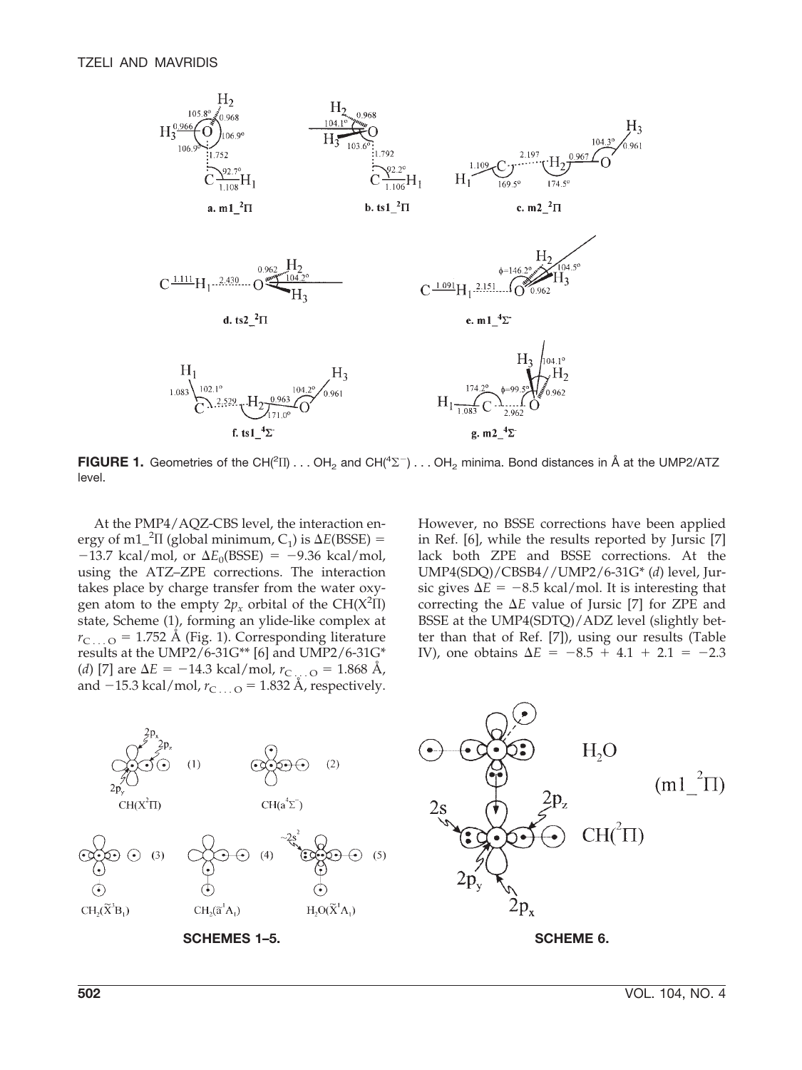**FIGURE 1.** Geometries of the $CH(^2\Pi) \ldots OH_2$ and $CH(^4\Sigma^-) \ldots OH_2$ minima. Bond distances in Å at the UMP2/ATZ level.

At the PMP4/AQZ-CBS level, the interaction energy of m1_$^2\Pi$ (global minimum, $C_1$) is $\Delta E$(BSSE) = −13.7 kcal/mol, or $\Delta E_0$(BSSE) = −9.36 kcal/mol, using the ATZ–ZPE corrections. The interaction takes place by charge transfer from the water oxygen atom to the empty $2p_x$ orbital of the $CH(X^2\Pi)$ state, Scheme (1), forming an ylide-like complex at $r_{C \ldots O}$ = 1.752 Å (Fig. 1). Corresponding literature results at the UMP2/6-31G** [6] and UMP2/6-31G* (*d*) [7] are $\Delta E$ = −14.3 kcal/mol, $r_{C \ldots O}$ = 1.868 Å, and −15.3 kcal/mol, $r_{C \ldots O}$ = 1.832 Å, respectively. However, no BSSE corrections have been applied in Ref. [6], while the results reported by Jursic [7] lack both ZPE and BSSE corrections. At the UMP4(SDQ)/CBSB4//UMP2/6-31G* (*d*) level, Jursic gives $\Delta E$ = −8.5 kcal/mol. It is interesting that correcting the $\Delta E$ value of Jursic [7] for ZPE and BSSE at the UMP4(SDTQ)/ADZ level (slightly better than that of Ref. [7]), using our results (Table IV), one obtains $\Delta E$ = −8.5 + 4.1 + 2.1 = −2.3

**SCHEMES 1–5.**

**SCHEME 6.**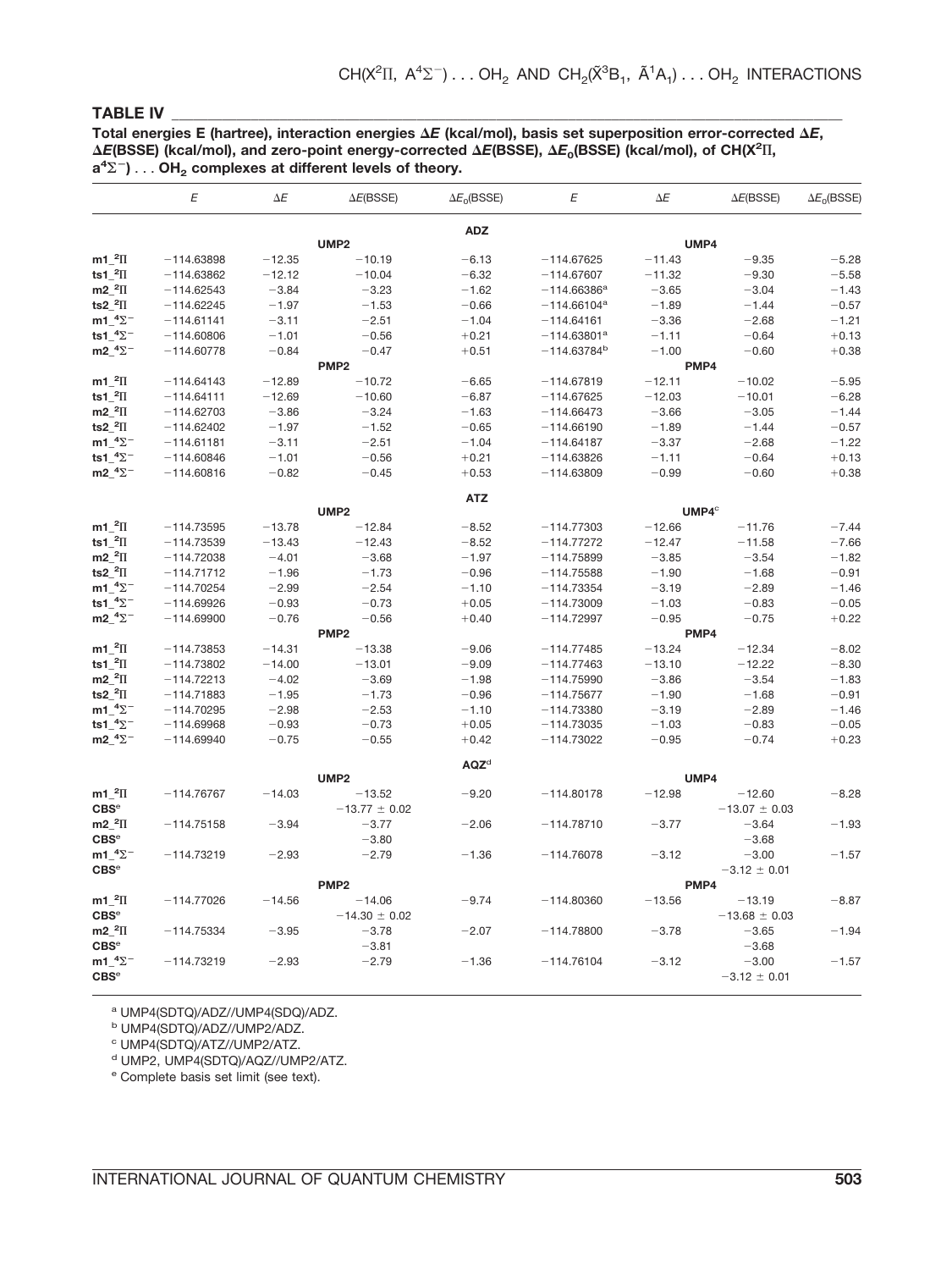## TABLE IV

**Total energies E (hartree), interaction energies $\Delta E$ (kcal/mol), basis set superposition error-corrected $\Delta E$, $\Delta E$(BSSE) (kcal/mol), and zero-point energy-corrected $\Delta E$(BSSE), $\Delta E_0$(BSSE) (kcal/mol), of CH($X^2\Pi$, $a^4\Sigma^-$) . . . $OH_2$ complexes at different levels of theory.**

| | $E$ | $\Delta E$ | $\Delta E$(BSSE) | $\Delta E_0$(BSSE) | $E$ | $\Delta E$ | $\Delta E$(BSSE) | $\Delta E_0$(BSSE) |
|---|---|---|---|---|---|---|---|---|
| | | | | **ADZ** | | | | |
| | | UMP2 | | | | UMP4 | | |
| **m1**_$^2\Pi$ | −114.63898 | −12.35 | −10.19 | −6.13 | −114.67625 | −11.43 | −9.35 | −5.28 |
| **ts1**_$^2\Pi$ | −114.63862 | −12.12 | −10.04 | −6.32 | −114.67607 | −11.32 | −9.30 | −5.58 |
| **m2**_$^2\Pi$ | −114.62543 | −3.84 | −3.23 | −1.62 | −114.66386[a] | −3.65 | −3.04 | −1.43 |
| **ts2**_$^2\Pi$ | −114.62245 | −1.97 | −1.53 | −0.66 | −114.66104[a] | −1.89 | −1.44 | −0.57 |
| **m1**_$^4\Sigma^-$ | −114.61141 | −3.11 | −2.51 | −1.04 | −114.64161 | −3.36 | −2.68 | −1.21 |
| **ts1**_$^4\Sigma^-$ | −114.60806 | −1.01 | −0.56 | +0.21 | −114.63801[a] | −1.11 | −0.64 | +0.13 |
| **m2**_$^4\Sigma^-$ | −114.60778 | −0.84 | −0.47 | +0.51 | −114.63784[b] | −1.00 | −0.60 | +0.38 |
| | | PMP2 | | | | PMP4 | | |
| **m1**_$^2\Pi$ | −114.64143 | −12.89 | −10.72 | −6.65 | −114.67819 | −12.11 | −10.02 | −5.95 |
| **ts1**_$^2\Pi$ | −114.64111 | −12.69 | −10.60 | −6.87 | −114.67625 | −12.03 | −10.01 | −6.28 |
| **m2**_$^2\Pi$ | −114.62703 | −3.86 | −3.24 | −1.63 | −114.66473 | −3.66 | −3.05 | −1.44 |
| **ts2**_$^2\Pi$ | −114.62402 | −1.97 | −1.52 | −0.65 | −114.66190 | −1.89 | −1.44 | −0.57 |
| **m1**_$^4\Sigma^-$ | −114.61181 | −3.11 | −2.51 | −1.04 | −114.64187 | −3.37 | −2.68 | −1.22 |
| **ts1**_$^4\Sigma^-$ | −114.60846 | −1.01 | −0.56 | +0.21 | −114.63826 | −1.11 | −0.64 | +0.13 |
| **m2**_$^4\Sigma^-$ | −114.60816 | −0.82 | −0.45 | +0.53 | −114.63809 | −0.99 | −0.60 | +0.38 |
| | | | | **ATZ** | | | | |
| | | UMP2 | | | | UMP4[c] | | |
| **m1**_$^2\Pi$ | −114.73595 | −13.78 | −12.84 | −8.52 | −114.77303 | −12.66 | −11.76 | −7.44 |
| **ts1**_$^2\Pi$ | −114.73539 | −13.43 | −12.43 | −8.52 | −114.77272 | −12.47 | −11.58 | −7.66 |
| **m2**_$^2\Pi$ | −114.72038 | −4.01 | −3.68 | −1.97 | −114.75899 | −3.85 | −3.54 | −1.82 |
| **ts2**_$^2\Pi$ | −114.71712 | −1.96 | −1.73 | −0.96 | −114.75588 | −1.90 | −1.68 | −0.91 |
| **m1**_$^4\Sigma^-$ | −114.70254 | −2.99 | −2.54 | −1.10 | −114.73354 | −3.19 | −2.89 | −1.46 |
| **ts1**_$^4\Sigma^-$ | −114.69926 | −0.93 | −0.73 | +0.05 | −114.73009 | −1.03 | −0.83 | −0.05 |
| **m2**_$^4\Sigma^-$ | −114.69900 | −0.76 | −0.56 | +0.40 | −114.72997 | −0.95 | −0.75 | +0.22 |
| | | PMP2 | | | | PMP4 | | |
| **m1**_$^2\Pi$ | −114.73853 | −14.31 | −13.38 | −9.06 | −114.77485 | −13.24 | −12.34 | −8.02 |
| **ts1**_$^2\Pi$ | −114.73802 | −14.00 | −13.01 | −9.09 | −114.77463 | −13.10 | −12.22 | −8.30 |
| **m2**_$^2\Pi$ | −114.72213 | −4.02 | −3.69 | −1.98 | −114.75990 | −3.86 | −3.54 | −1.83 |
| **ts2**_$^2\Pi$ | −114.71883 | −1.95 | −1.73 | −0.96 | −114.75677 | −1.90 | −1.68 | −0.91 |
| **m1**_$^4\Sigma^-$ | −114.70295 | −2.98 | −2.53 | −1.10 | −114.73380 | −3.19 | −2.89 | −1.46 |
| **ts1**_$^4\Sigma^-$ | −114.69968 | −0.93 | −0.73 | +0.05 | −114.73035 | −1.03 | −0.83 | −0.05 |
| **m2**_$^4\Sigma^-$ | −114.69940 | −0.75 | −0.55 | +0.42 | −114.73022 | −0.95 | −0.74 | +0.23 |
| | | | | **AQZ**[d] | | | | |
| | | UMP2 | | | | UMP4 | | |
| **m1**_$^2\Pi$ | −114.76767 | −14.03 | −13.52 | −9.20 | −114.80178 | −12.98 | −12.60 | −8.28 |
| **CBS**[e] | | | −13.77 ± 0.02 | | | | −13.07 ± 0.03 | |
| **m2**_$^2\Pi$ | −114.75158 | −3.94 | −3.77 | −2.06 | −114.78710 | −3.77 | −3.64 | −1.93 |
| **CBS**[e] | | | −3.80 | | | | −3.68 | |
| **m1**_$^4\Sigma^-$ | −114.73219 | −2.93 | −2.79 | −1.36 | −114.76078 | −3.12 | −3.00 | −1.57 |
| **CBS**[e] | | | | | | | −3.12 ± 0.01 | |
| | | PMP2 | | | | PMP4 | | |
| **m1**_$^2\Pi$ | −114.77026 | −14.56 | −14.06 | −9.74 | −114.80360 | −13.56 | −13.19 | −8.87 |
| **CBS**[e] | | | −14.30 ± 0.02 | | | | −13.68 ± 0.03 | |
| **m2**_$^2\Pi$ | −114.75334 | −3.95 | −3.78 | −2.07 | −114.78800 | −3.78 | −3.65 | −1.94 |
| **CBS**[e] | | | −3.81 | | | | −3.68 | |
| **m1**_$^4\Sigma^-$ | −114.73219 | −2.93 | −2.79 | −1.36 | −114.76104 | −3.12 | −3.00 | −1.57 |
| **CBS**[e] | | | | | | | −3.12 ± 0.01 | |

[a] UMP4(SDTQ)/ADZ//UMP4(SDQ)/ADZ.

[b] UMP4(SDTQ)/ADZ//UMP2/ADZ.

[c] UMP4(SDTQ)/ATZ//UMP2/ATZ.

[d] UMP2, UMP4(SDTQ)/AQZ//UMP2/ATZ.

[e] Complete basis set limit (see text).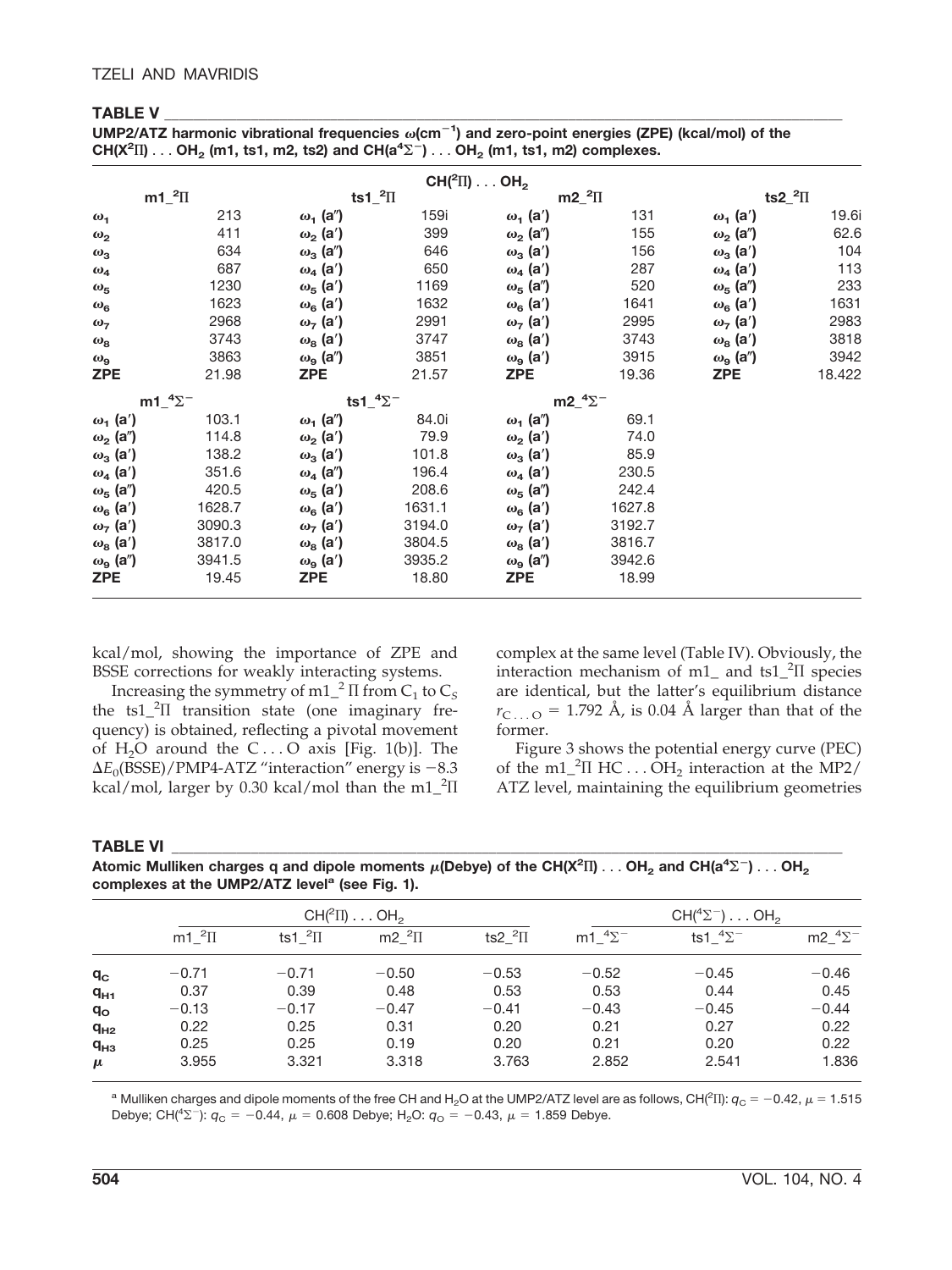**TABLE V**

**UMP2/ATZ harmonic vibrational frequencies ω($cm^{-1}$) and zero-point energies (ZPE) (kcal/mol) of the CH($X^2\Pi$) . . . $OH_2$ (m1, ts1, m2, ts2) and CH($a^4\Sigma^-$) . . . $OH_2$ (m1, ts1, m2) complexes.**

| CH($^2\Pi$) . . . $OH_2$ | | | | | | | |
|---|---|---|---|---|---|---|---|
| m1_$^2\Pi$ | | ts1_$^2\Pi$ | | m2_$^2\Pi$ | | ts2_$^2\Pi$ | |
| $\omega_1$ | 213 | $\omega_1$ (a″) | 159i | $\omega_1$ (a′) | 131 | $\omega_1$ (a′) | 19.6i |
| $\omega_2$ | 411 | $\omega_2$ (a′) | 399 | $\omega_2$ (a″) | 155 | $\omega_2$ (a″) | 62.6 |
| $\omega_3$ | 634 | $\omega_3$ (a″) | 646 | $\omega_3$ (a′) | 156 | $\omega_3$ (a′) | 104 |
| $\omega_4$ | 687 | $\omega_4$ (a′) | 650 | $\omega_4$ (a′) | 287 | $\omega_4$ (a′) | 113 |
| $\omega_5$ | 1230 | $\omega_5$ (a′) | 1169 | $\omega_5$ (a″) | 520 | $\omega_5$ (a″) | 233 |
| $\omega_6$ | 1623 | $\omega_6$ (a′) | 1632 | $\omega_6$ (a′) | 1641 | $\omega_6$ (a′) | 1631 |
| $\omega_7$ | 2968 | $\omega_7$ (a′) | 2991 | $\omega_7$ (a′) | 2995 | $\omega_7$ (a′) | 2983 |
| $\omega_8$ | 3743 | $\omega_8$ (a′) | 3747 | $\omega_8$ (a′) | 3743 | $\omega_8$ (a′) | 3818 |
| $\omega_9$ | 3863 | $\omega_9$ (a″) | 3851 | $\omega_9$ (a′) | 3915 | $\omega_9$ (a″) | 3942 |
| **ZPE** | 21.98 | **ZPE** | 21.57 | **ZPE** | 19.36 | **ZPE** | 18.422 |
| m1_$^4\Sigma^-$ | | ts1_$^4\Sigma^-$ | | m2_$^4\Sigma^-$ | | | |
| $\omega_1$ (a′) | 103.1 | $\omega_1$ (a″) | 84.0i | $\omega_1$ (a″) | 69.1 | | |
| $\omega_2$ (a″) | 114.8 | $\omega_2$ (a′) | 79.9 | $\omega_2$ (a′) | 74.0 | | |
| $\omega_3$ (a′) | 138.2 | $\omega_3$ (a′) | 101.8 | $\omega_3$ (a′) | 85.9 | | |
| $\omega_4$ (a′) | 351.6 | $\omega_4$ (a″) | 196.4 | $\omega_4$ (a′) | 230.5 | | |
| $\omega_5$ (a″) | 420.5 | $\omega_5$ (a′) | 208.6 | $\omega_5$ (a″) | 242.4 | | |
| $\omega_6$ (a′) | 1628.7 | $\omega_6$ (a′) | 1631.1 | $\omega_6$ (a′) | 1627.8 | | |
| $\omega_7$ (a′) | 3090.3 | $\omega_7$ (a′) | 3194.0 | $\omega_7$ (a′) | 3192.7 | | |
| $\omega_8$ (a′) | 3817.0 | $\omega_8$ (a′) | 3804.5 | $\omega_8$ (a′) | 3816.7 | | |
| $\omega_9$ (a″) | 3941.5 | $\omega_9$ (a′) | 3935.2 | $\omega_9$ (a″) | 3942.6 | | |
| **ZPE** | 19.45 | **ZPE** | 18.80 | **ZPE** | 18.99 | | |

kcal/mol, showing the importance of ZPE and BSSE corrections for weakly interacting systems.

Increasing the symmetry of m1_$^2\Pi$ from $C_1$ to $C_S$ the ts1_$^2\Pi$ transition state (one imaginary frequency) is obtained, reflecting a pivotal movement of $H_2O$ around the C . . . O axis [Fig. 1(b)]. The $\Delta E_0$(BSSE)/PMP4-ATZ "interaction" energy is −8.3 kcal/mol, larger by 0.30 kcal/mol than the m1_$^2\Pi$ complex at the same level (Table IV). Obviously, the interaction mechanism of m1_ and ts1_$^2\Pi$ species are identical, but the latter's equilibrium distance $r_{C...O}$ = 1.792 Å, is 0.04 Å larger than that of the former.

Figure 3 shows the potential energy curve (PEC) of the m1_$^2\Pi$ HC . . . $OH_2$ interaction at the MP2/ATZ level, maintaining the equilibrium geometries

**TABLE VI**

**Atomic Mulliken charges q and dipole moments μ(Debye) of the CH($X^2\Pi$) . . . $OH_2$ and CH($a^4\Sigma^-$) . . . $OH_2$ complexes at the UMP2/ATZ level[a] (see Fig. 1).**

| | CH($^2\Pi$) . . . $OH_2$ | | | | CH($^4\Sigma^-$) . . . $OH_2$ | | |
|---|---|---|---|---|---|---|---|
| | m1_$^2\Pi$ | ts1_$^2\Pi$ | m2_$^2\Pi$ | ts2_$^2\Pi$ | m1_$^4\Sigma^-$ | ts1_$^4\Sigma^-$ | m2_$^4\Sigma^-$ |
| $q_C$ | −0.71 | −0.71 | −0.50 | −0.53 | −0.52 | −0.45 | −0.46 |
| $q_{H1}$ | 0.37 | 0.39 | 0.48 | 0.53 | 0.53 | 0.44 | 0.45 |
| $q_O$ | −0.13 | −0.17 | −0.47 | −0.41 | −0.43 | −0.45 | −0.44 |
| $q_{H2}$ | 0.22 | 0.25 | 0.31 | 0.20 | 0.21 | 0.27 | 0.22 |
| $q_{H3}$ | 0.25 | 0.25 | 0.19 | 0.20 | 0.21 | 0.20 | 0.22 |
| μ | 3.955 | 3.321 | 3.318 | 3.763 | 2.852 | 2.541 | 1.836 |

[a] Mulliken charges and dipole moments of the free CH and $H_2O$ at the UMP2/ATZ level are as follows, CH($^2\Pi$): $q_C$ = −0.42, μ = 1.515 Debye; CH($^4\Sigma^-$): $q_C$ = −0.44, μ = 0.608 Debye; $H_2O$: $q_O$ = −0.43, μ = 1.859 Debye.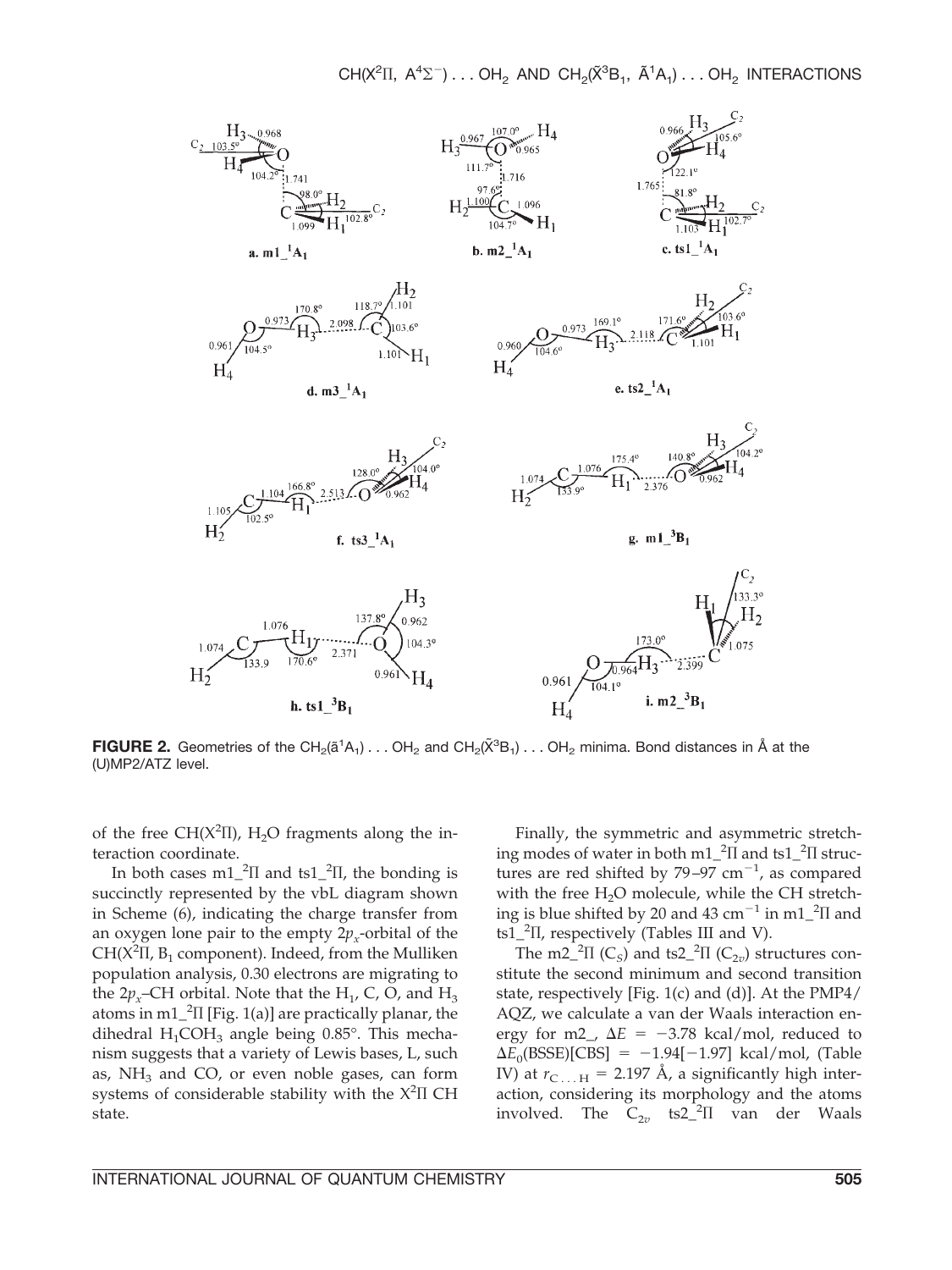**FIGURE 2.** Geometries of the $CH_2(\tilde{a}^1A_1) \ldots OH_2$ and $CH_2(\tilde{X}^3B_1) \ldots OH_2$ minima. Bond distances in Å at the (U)MP2/ATZ level.

of the free $CH(X^2\Pi)$, $H_2O$ fragments along the interaction coordinate.

In both cases m1\_$^2\Pi$ and ts1\_$^2\Pi$, the bonding is succinctly represented by the vbL diagram shown in Scheme (6), indicating the charge transfer from an oxygen lone pair to the empty $2p_x$-orbital of the $CH(X^2\Pi$, $B_1$ component). Indeed, from the Mulliken population analysis, 0.30 electrons are migrating to the $2p_x$–CH orbital. Note that the $H_1$, C, O, and $H_3$ atoms in m1\_$^2\Pi$ [Fig. 1(a)] are practically planar, the dihedral $H_1COH_3$ angle being 0.85°. This mechanism suggests that a variety of Lewis bases, L, such as, $NH_3$ and CO, or even noble gases, can form systems of considerable stability with the $X^2\Pi$ CH state.

Finally, the symmetric and asymmetric stretching modes of water in both m1\_$^2\Pi$ and ts1\_$^2\Pi$ structures are red shifted by 79–97 $cm^{-1}$, as compared with the free $H_2O$ molecule, while the CH stretching is blue shifted by 20 and 43 $cm^{-1}$ in m1\_$^2\Pi$ and ts1\_$^2\Pi$, respectively (Tables III and V).

The m2\_$^2\Pi$ ($C_S$) and ts2\_$^2\Pi$ ($C_{2v}$) structures constitute the second minimum and second transition state, respectively [Fig. 1(c) and (d)]. At the PMP4/AQZ, we calculate a van der Waals interaction energy for m2\_, $\Delta E = -3.78$ kcal/mol, reduced to $\Delta E_0$(BSSE)[CBS] = −1.94[−1.97] kcal/mol, (Table IV) at $r_{C \ldots H} = 2.197$ Å, a significantly high interaction, considering its morphology and the atoms involved. The $C_{2v}$ ts2\_$^2\Pi$ van der Waals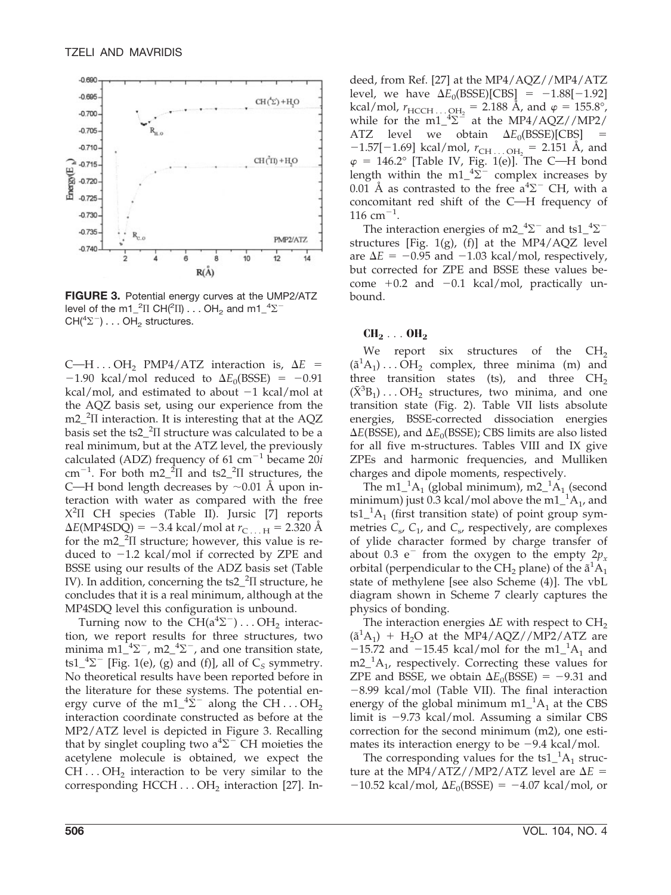-0.690
-0.695
-0.700
-0.705
-0.710
-0.715
-0.720
-0.725
-0.730
-0.735
-0.740

Energy($E_h$)

$CH(^4\Sigma^-)+H_2O$

$R_{H..O}$

$CH(^2\Pi)+H_2O$

$R_{C..O}$

PMP2/ATZ

2 4 6 8 10 12 14

R(Å)

**FIGURE 3.** Potential energy curves at the UMP2/ATZ level of the m1_$^2\Pi$ CH($^2\Pi$) . . . $OH_2$ and m1_$^4\Sigma^-$ CH($^4\Sigma^-$) . . . $OH_2$ structures.

C—H . . . $OH_2$ PMP4/ATZ interaction is, $\Delta E$ = −1.90 kcal/mol reduced to $\Delta E_0$(BSSE) = −0.91 kcal/mol, and estimated to about −1 kcal/mol at the AQZ basis set, using our experience from the m2_$^2\Pi$ interaction. It is interesting that at the AQZ basis set the ts2_$^2\Pi$ structure was calculated to be a real minimum, but at the ATZ level, the previously calculated (ADZ) frequency of 61 cm$^{-1}$ became 20*i* cm$^{-1}$. For both m2_$^2\Pi$ and ts2_$^2\Pi$ structures, the C—H bond length decreases by ~0.01 Å upon interaction with water as compared with the free $X^2\Pi$ CH species (Table II). Jursic [7] reports $\Delta E$(MP4SDQ) = −3.4 kcal/mol at $r_{C...H}$ = 2.320 Å for the m2_$^2\Pi$ structure; however, this value is reduced to −1.2 kcal/mol if corrected by ZPE and BSSE using our results of the ADZ basis set (Table IV). In addition, concerning the ts2_$^2\Pi$ structure, he concludes that it is a real minimum, although at the MP4SDQ level this configuration is unbound.

Turning now to the CH($a^4\Sigma^-$) . . . $OH_2$ interaction, we report results for three structures, two minima m1_$^4\Sigma^-$, m2_$^4\Sigma^-$, and one transition state, ts1_$^4\Sigma^-$ [Fig. 1(e), (g) and (f)], all of $C_S$ symmetry. No theoretical results have been reported before in the literature for these systems. The potential energy curve of the m1_$^4\Sigma^-$ along the CH . . . $OH_2$ interaction coordinate constructed as before at the MP2/ATZ level is depicted in Figure 3. Recalling that by singlet coupling two $a^4\Sigma^-$ CH moieties the acetylene molecule is obtained, we expect the CH . . . $OH_2$ interaction to be very similar to the corresponding HCCH . . . $OH_2$ interaction [27]. Indeed, from Ref. [27] at the MP4/AQZ//MP4/ATZ level, we have $\Delta E_0$(BSSE)[CBS] = −1.88[−1.92] kcal/mol, $r_{HCCH...OH_2}$ = 2.188 Å, and $\varphi$ = 155.8°, while for the m1_$^4\Sigma^-$ at the MP4/AQZ//MP2/ATZ level we obtain $\Delta E_0$(BSSE)[CBS] = −1.57[−1.69] kcal/mol, $r_{CH...OH_2}$ = 2.151 Å, and $\varphi$ = 146.2° [Table IV, Fig. 1(e)]. The C—H bond length within the m1_$^4\Sigma^-$ complex increases by 0.01 Å as contrasted to the free $a^4\Sigma^-$ CH, with a concomitant red shift of the C—H frequency of 116 cm$^{-1}$.

The interaction energies of m2_$^4\Sigma^-$ and ts1_$^4\Sigma^-$ structures [Fig. 1(g), (f)] at the MP4/AQZ level are $\Delta E$ = −0.95 and −1.03 kcal/mol, respectively, but corrected for ZPE and BSSE these values become +0.2 and −0.1 kcal/mol, practically unbound.

## $CH_2$ . . . $OH_2$

We report six structures of the $CH_2$ ($\tilde{a}^1A_1$) . . . $OH_2$ complex, three minima (m) and three transition states (ts), and three $CH_2$ ($\tilde{X}^3B_1$) . . . $OH_2$ structures, two minima, and one transition state (Fig. 2). Table VII lists absolute energies, BSSE-corrected dissociation energies $\Delta E$(BSSE), and $\Delta E_0$(BSSE); CBS limits are also listed for all five m-structures. Tables VIII and IX give ZPEs and harmonic frequencies, and Mulliken charges and dipole moments, respectively.

The m1_$^1A_1$ (global minimum), m2_$^1A_1$ (second minimum) just 0.3 kcal/mol above the m1_$^1A_1$, and ts1_$^1A_1$ (first transition state) of point group symmetries $C_s$, $C_1$, and $C_s$, respectively, are complexes of ylide character formed by charge transfer of about 0.3 e$^-$ from the oxygen to the empty $2p_x$ orbital (perpendicular to the $CH_2$ plane) of the $\tilde{a}^1A_1$ state of methylene [see also Scheme (4)]. The vbL diagram shown in Scheme 7 clearly captures the physics of bonding.

The interaction energies $\Delta E$ with respect to $CH_2$ ($\tilde{a}^1A_1$) + $H_2O$ at the MP4/AQZ//MP2/ATZ are −15.72 and −15.45 kcal/mol for the m1_$^1A_1$ and m2_$^1A_1$, respectively. Correcting these values for ZPE and BSSE, we obtain $\Delta E_0$(BSSE) = −9.31 and −8.99 kcal/mol (Table VII). The final interaction energy of the global minimum m1_$^1A_1$ at the CBS limit is −9.73 kcal/mol. Assuming a similar CBS correction for the second minimum (m2), one estimates its interaction energy to be −9.4 kcal/mol.

The corresponding values for the ts1_$^1A_1$ structure at the MP4/ATZ//MP2/ATZ level are $\Delta E$ = −10.52 kcal/mol, $\Delta E_0$(BSSE) = −4.07 kcal/mol, or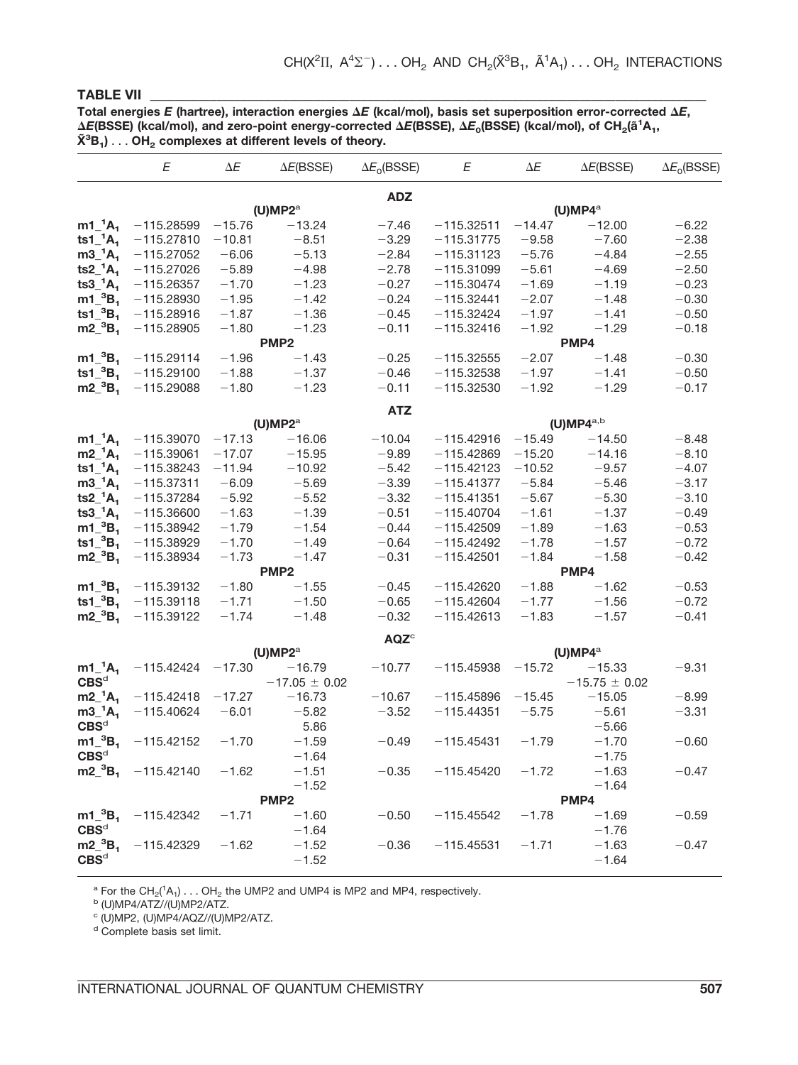**TABLE VII**

**Total energies $E$ (hartree), interaction energies $\Delta E$ (kcal/mol), basis set superposition error-corrected $\Delta E$, $\Delta E$(BSSE) (kcal/mol), and zero-point energy-corrected $\Delta E$(BSSE), $\Delta E_0$(BSSE) (kcal/mol), of $CH_2(\tilde{a}^1A_1, \tilde{X}^3B_1) \ldots OH_2$ complexes at different levels of theory.**

| | $E$ | $\Delta E$ | $\Delta E$(BSSE) | $\Delta E_0$(BSSE) | $E$ | $\Delta E$ | $\Delta E$(BSSE) | $\Delta E_0$(BSSE) |
|---|---|---|---|---|---|---|---|---|
| | | | | **ADZ** | | | | |
| | | | (U)MP2[a] | | | | (U)MP4[a] | |
| m1_$^1A_1$ | −115.28599 | −15.76 | −13.24 | −7.46 | −115.32511 | −14.47 | −12.00 | −6.22 |
| ts1_$^1A_1$ | −115.27810 | −10.81 | −8.51 | −3.29 | −115.31775 | −9.58 | −7.60 | −2.38 |
| m3_$^1A_1$ | −115.27052 | −6.06 | −5.13 | −2.84 | −115.31123 | −5.76 | −4.84 | −2.55 |
| ts2_$^1A_1$ | −115.27026 | −5.89 | −4.98 | −2.78 | −115.31099 | −5.61 | −4.69 | −2.50 |
| ts3_$^1A_1$ | −115.26357 | −1.70 | −1.23 | −0.27 | −115.30474 | −1.69 | −1.19 | −0.23 |
| m1_$^3B_1$ | −115.28930 | −1.95 | −1.42 | −0.24 | −115.32441 | −2.07 | −1.48 | −0.30 |
| ts1_$^3B_1$ | −115.28916 | −1.87 | −1.36 | −0.45 | −115.32424 | −1.97 | −1.41 | −0.50 |
| m2_$^3B_1$ | −115.28905 | −1.80 | −1.23 | −0.11 | −115.32416 | −1.92 | −1.29 | −0.18 |
| | | | PMP2 | | | | PMP4 | |
| m1_$^3B_1$ | −115.29114 | −1.96 | −1.43 | −0.25 | −115.32555 | −2.07 | −1.48 | −0.30 |
| ts1_$^3B_1$ | −115.29100 | −1.88 | −1.37 | −0.46 | −115.32538 | −1.97 | −1.41 | −0.50 |
| m2_$^3B_1$ | −115.29088 | −1.80 | −1.23 | −0.11 | −115.32530 | −1.92 | −1.29 | −0.17 |
| | | | | **ATZ** | | | | |
| | | | (U)MP2[a] | | | | (U)MP4[a,b] | |
| m1_$^1A_1$ | −115.39070 | −17.13 | −16.06 | −10.04 | −115.42916 | −15.49 | −14.50 | −8.48 |
| m2_$^1A_1$ | −115.39061 | −17.07 | −15.95 | −9.89 | −115.42869 | −15.20 | −14.16 | −8.10 |
| ts1_$^1A_1$ | −115.38243 | −11.94 | −10.92 | −5.42 | −115.42123 | −10.52 | −9.57 | −4.07 |
| m3_$^1A_1$ | −115.37311 | −6.09 | −5.69 | −3.39 | −115.41377 | −5.84 | −5.46 | −3.17 |
| ts2_$^1A_1$ | −115.37284 | −5.92 | −5.52 | −3.32 | −115.41351 | −5.67 | −5.30 | −3.10 |
| ts3_$^1A_1$ | −115.36600 | −1.63 | −1.39 | −0.51 | −115.40704 | −1.61 | −1.37 | −0.49 |
| m1_$^3B_1$ | −115.38942 | −1.79 | −1.54 | −0.44 | −115.42509 | −1.89 | −1.63 | −0.53 |
| ts1_$^3B_1$ | −115.38929 | −1.70 | −1.49 | −0.64 | −115.42492 | −1.78 | −1.57 | −0.72 |
| m2_$^3B_1$ | −115.38934 | −1.73 | −1.47 | −0.31 | −115.42501 | −1.84 | −1.58 | −0.42 |
| | | | PMP2 | | | | PMP4 | |
| m1_$^3B_1$ | −115.39132 | −1.80 | −1.55 | −0.45 | −115.42620 | −1.88 | −1.62 | −0.53 |
| ts1_$^3B_1$ | −115.39118 | −1.71 | −1.50 | −0.65 | −115.42604 | −1.77 | −1.56 | −0.72 |
| m2_$^3B_1$ | −115.39122 | −1.74 | −1.48 | −0.32 | −115.42613 | −1.83 | −1.57 | −0.41 |
| | | | | **AQZ**[c] | | | | |
| | | | (U)MP2[a] | | | | (U)MP4[a] | |
| m1_$^1A_1$ | −115.42424 | −17.30 | −16.79 | −10.77 | −115.45938 | −15.72 | −15.33 | −9.31 |
| CBS[d] | | | −17.05 ± 0.02 | | | | −15.75 ± 0.02 | |
| m2_$^1A_1$ | −115.42418 | −17.27 | −16.73 | −10.67 | −115.45896 | −15.45 | −15.05 | −8.99 |
| m3_$^1A_1$ | −115.40624 | −6.01 | −5.82 | −3.52 | −115.44351 | −5.75 | −5.61 | −3.31 |
| CBS[d] | | | 5.86 | | | | −5.66 | |
| m1_$^3B_1$ | −115.42152 | −1.70 | −1.59 | −0.49 | −115.45431 | −1.79 | −1.70 | −0.60 |
| CBS[d] | | | −1.64 | | | | −1.75 | |
| m2_$^3B_1$ | −115.42140 | −1.62 | −1.51 | −0.35 | −115.45420 | −1.72 | −1.63 | −0.47 |
| | | | −1.52 | | | | −1.64 | |
| | | | PMP2 | | | | PMP4 | |
| m1_$^3B_1$ | −115.42342 | −1.71 | −1.60 | −0.50 | −115.45542 | −1.78 | −1.69 | −0.59 |
| CBS[d] | | | −1.64 | | | | −1.76 | |
| m2_$^3B_1$ | −115.42329 | −1.62 | −1.52 | −0.36 | −115.45531 | −1.71 | −1.63 | −0.47 |
| CBS[d] | | | −1.52 | | | | −1.64 | |

[a] For the $CH_2(^1A_1) \ldots OH_2$ the UMP2 and UMP4 is MP2 and MP4, respectively.
[b] (U)MP4/ATZ//(U)MP2/ATZ.
[c] (U)MP2, (U)MP4/AQZ//(U)MP2/ATZ.
[d] Complete basis set limit.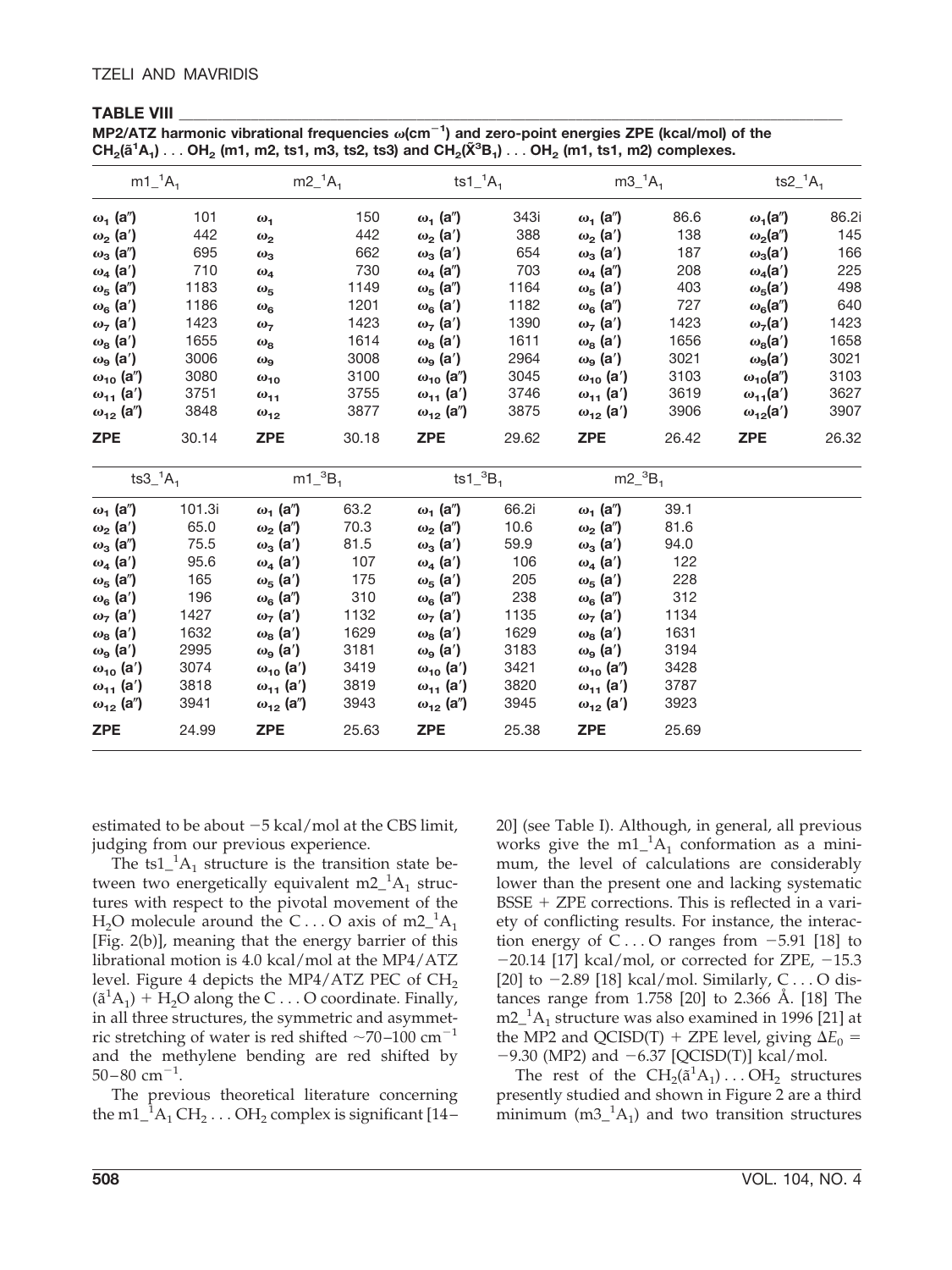**TABLE VIII**

MP2/ATZ harmonic vibrational frequencies $\omega$($cm^{-1}$) and zero-point energies ZPE (kcal/mol) of the $CH_2(\tilde{a}^1A_1) \ldots OH_2$ (m1, m2, ts1, m3, ts2, ts3) and $CH_2(\tilde{X}^3B_1) \ldots OH_2$ (m1, ts1, m2) complexes.

| m1_$^1A_1$ | | m2_$^1A_1$ | | ts1_$^1A_1$ | | m3_$^1A_1$ | | ts2_$^1A_1$ | |
|---|---|---|---|---|---|---|---|---|---|
| $\omega_1$ (a″) | 101 | $\omega_1$ | 150 | $\omega_1$ (a″) | 343i | $\omega_1$ (a″) | 86.6 | $\omega_1$(a″) | 86.2i |
| $\omega_2$ (a′) | 442 | $\omega_2$ | 442 | $\omega_2$ (a′) | 388 | $\omega_2$ (a′) | 138 | $\omega_2$(a″) | 145 |
| $\omega_3$ (a″) | 695 | $\omega_3$ | 662 | $\omega_3$ (a′) | 654 | $\omega_3$ (a′) | 187 | $\omega_3$(a′) | 166 |
| $\omega_4$ (a′) | 710 | $\omega_4$ | 730 | $\omega_4$ (a″) | 703 | $\omega_4$ (a″) | 208 | $\omega_4$(a′) | 225 |
| $\omega_5$ (a″) | 1183 | $\omega_5$ | 1149 | $\omega_5$ (a″) | 1164 | $\omega_5$ (a′) | 403 | $\omega_5$(a′) | 498 |
| $\omega_6$ (a′) | 1186 | $\omega_6$ | 1201 | $\omega_6$ (a′) | 1182 | $\omega_6$ (a″) | 727 | $\omega_6$(a″) | 640 |
| $\omega_7$ (a′) | 1423 | $\omega_7$ | 1423 | $\omega_7$ (a′) | 1390 | $\omega_7$ (a′) | 1423 | $\omega_7$(a′) | 1423 |
| $\omega_8$ (a′) | 1655 | $\omega_8$ | 1614 | $\omega_8$ (a′) | 1611 | $\omega_8$ (a′) | 1656 | $\omega_8$(a′) | 1658 |
| $\omega_9$ (a′) | 3006 | $\omega_9$ | 3008 | $\omega_9$ (a′) | 2964 | $\omega_9$ (a′) | 3021 | $\omega_9$(a′) | 3021 |
| $\omega_{10}$ (a″) | 3080 | $\omega_{10}$ | 3100 | $\omega_{10}$ (a″) | 3045 | $\omega_{10}$ (a′) | 3103 | $\omega_{10}$(a″) | 3103 |
| $\omega_{11}$ (a′) | 3751 | $\omega_{11}$ | 3755 | $\omega_{11}$ (a′) | 3746 | $\omega_{11}$ (a′) | 3619 | $\omega_{11}$(a′) | 3627 |
| $\omega_{12}$ (a″) | 3848 | $\omega_{12}$ | 3877 | $\omega_{12}$ (a″) | 3875 | $\omega_{12}$ (a′) | 3906 | $\omega_{12}$(a′) | 3907 |
| **ZPE** | 30.14 | **ZPE** | 30.18 | **ZPE** | 29.62 | **ZPE** | 26.42 | **ZPE** | 26.32 |

| ts3_$^1A_1$ | | m1_$^3B_1$ | | ts1_$^3B_1$ | | m2_$^3B_1$ | |
|---|---|---|---|---|---|---|---|
| $\omega_1$ (a″) | 101.3i | $\omega_1$ (a″) | 63.2 | $\omega_1$ (a″) | 66.2i | $\omega_1$ (a″) | 39.1 |
| $\omega_2$ (a′) | 65.0 | $\omega_2$ (a″) | 70.3 | $\omega_2$ (a″) | 10.6 | $\omega_2$ (a″) | 81.6 |
| $\omega_3$ (a″) | 75.5 | $\omega_3$ (a′) | 81.5 | $\omega_3$ (a′) | 59.9 | $\omega_3$ (a′) | 94.0 |
| $\omega_4$ (a′) | 95.6 | $\omega_4$ (a′) | 107 | $\omega_4$ (a′) | 106 | $\omega_4$ (a′) | 122 |
| $\omega_5$ (a″) | 165 | $\omega_5$ (a′) | 175 | $\omega_5$ (a′) | 205 | $\omega_5$ (a′) | 228 |
| $\omega_6$ (a′) | 196 | $\omega_6$ (a″) | 310 | $\omega_6$ (a′) | 238 | $\omega_6$ (a″) | 312 |
| $\omega_7$ (a′) | 1427 | $\omega_7$ (a′) | 1132 | $\omega_7$ (a′) | 1135 | $\omega_7$ (a′) | 1134 |
| $\omega_8$ (a′) | 1632 | $\omega_8$ (a′) | 1629 | $\omega_8$ (a′) | 1629 | $\omega_8$ (a′) | 1631 |
| $\omega_9$ (a′) | 2995 | $\omega_9$ (a′) | 3181 | $\omega_9$ (a′) | 3183 | $\omega_9$ (a′) | 3194 |
| $\omega_{10}$ (a′) | 3074 | $\omega_{10}$ (a′) | 3419 | $\omega_{10}$ (a′) | 3421 | $\omega_{10}$ (a″) | 3428 |
| $\omega_{11}$ (a′) | 3818 | $\omega_{11}$ (a′) | 3819 | $\omega_{11}$ (a′) | 3820 | $\omega_{11}$ (a′) | 3787 |
| $\omega_{12}$ (a″) | 3941 | $\omega_{12}$ (a″) | 3943 | $\omega_{12}$ (a″) | 3945 | $\omega_{12}$ (a′) | 3923 |
| **ZPE** | 24.99 | **ZPE** | 25.63 | **ZPE** | 25.38 | **ZPE** | 25.69 |

estimated to be about −5 kcal/mol at the CBS limit, judging from our previous experience.

The ts1_$^1A_1$ structure is the transition state between two energetically equivalent m2_$^1A_1$ structures with respect to the pivotal movement of the $H_2O$ molecule around the C . . . O axis of m2_$^1A_1$ [Fig. 2(b)], meaning that the energy barrier of this librational motion is 4.0 kcal/mol at the MP4/ATZ level. Figure 4 depicts the MP4/ATZ PEC of $CH_2$ $(\tilde{a}^1A_1)$ + $H_2O$ along the C . . . O coordinate. Finally, in all three structures, the symmetric and asymmetric stretching of water is red shifted ~70–100 $cm^{-1}$ and the methylene bending are red shifted by 50–80 $cm^{-1}$.

The previous theoretical literature concerning the m1_$^1A_1$ $CH_2 \ldots OH_2$ complex is significant [14–20] (see Table I). Although, in general, all previous works give the m1_$^1A_1$ conformation as a minimum, the level of calculations are considerably lower than the present one and lacking systematic BSSE + ZPE corrections. This is reflected in a variety of conflicting results. For instance, the interaction energy of C . . . O ranges from −5.91 [18] to −20.14 [17] kcal/mol, or corrected for ZPE, −15.3 [20] to −2.89 [18] kcal/mol. Similarly, C . . . O distances range from 1.758 [20] to 2.366 Å. [18] The m2_$^1A_1$ structure was also examined in 1996 [21] at the MP2 and QCISD(T) + ZPE level, giving $\Delta E_0 =$ −9.30 (MP2) and −6.37 [QCISD(T)] kcal/mol.

The rest of the $CH_2(\tilde{a}^1A_1) \ldots OH_2$ structures presently studied and shown in Figure 2 are a third minimum (m3_$^1A_1$) and two transition structures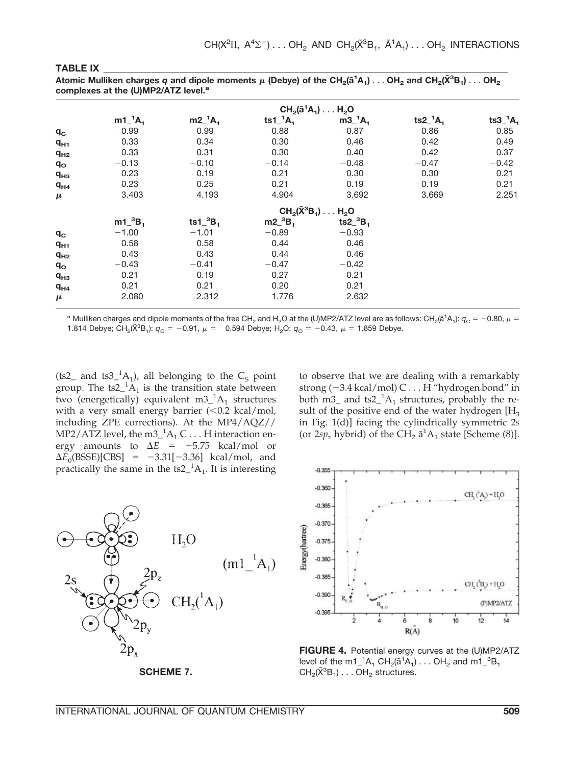**TABLE IX**

Atomic Mulliken charges $q$ and dipole moments $\mu$ (Debye) of the $CH_2(\tilde{a}^1A_1)\ldots OH_2$ and $CH_2(\tilde{X}^3B_1)\ldots OH_2$ complexes at the (U)MP2/ATZ level.[a]

| | $CH_2(\tilde{a}^1A_1)\ldots H_2O$ | | | | | |
|---|---|---|---|---|---|---|
| | m1_$^1A_1$ | m2_$^1A_1$ | ts1_$^1A_1$ | m3_$^1A_1$ | ts2_$^1A_1$ | ts3_$^1A_1$ |
| $q_C$ | −0.99 | −0.99 | −0.88 | −0.87 | −0.86 | −0.85 |
| $q_{H1}$ | 0.33 | 0.34 | 0.30 | 0.46 | 0.42 | 0.49 |
| $q_{H2}$ | 0.33 | 0.31 | 0.30 | 0.40 | 0.42 | 0.37 |
| $q_O$ | −0.13 | −0.10 | −0.14 | −0.48 | −0.47 | −0.42 |
| $q_{H3}$ | 0.23 | 0.19 | 0.21 | 0.30 | 0.30 | 0.21 |
| $q_{H4}$ | 0.23 | 0.25 | 0.21 | 0.19 | 0.19 | 0.21 |
| $\mu$ | 3.403 | 4.193 | 4.904 | 3.692 | 3.669 | 2.251 |
| | $CH_2(\tilde{X}^3B_1)\ldots H_2O$ | | | | | |
| | m1_$^3B_1$ | ts1_$^3B_1$ | m2_$^3B_1$ | ts2_$^3B_1$ | | |
| $q_C$ | −1.00 | −1.01 | −0.89 | −0.93 | | |
| $q_{H1}$ | 0.58 | 0.58 | 0.44 | 0.46 | | |
| $q_{H2}$ | 0.43 | 0.43 | 0.44 | 0.46 | | |
| $q_O$ | −0.43 | −0.41 | −0.47 | −0.42 | | |
| $q_{H3}$ | 0.21 | 0.19 | 0.27 | 0.21 | | |
| $q_{H4}$ | 0.21 | 0.21 | 0.20 | 0.21 | | |
| $\mu$ | 2.080 | 2.312 | 1.776 | 2.632 | | |

[a] Mulliken charges and dipole moments of the free $CH_2$ and $H_2O$ at the (U)MP2/ATZ level are as follows: $CH_2(\tilde{a}^1A_1)$: $q_C = -0.80$, $\mu =$ 1.814 Debye; $CH_2(\tilde{X}^3B_1)$: $q_C = -0.91$, $\mu =$ 0.594 Debye; $H_2O$: $q_O = -0.43$, $\mu = 1.859$ Debye.

(ts2_ and ts3_$^1A_1$), all belonging to the $C_S$ point group. The ts2_$^1A_1$ is the transition state between two (energetically) equivalent m3_$^1A_1$ structures with a very small energy barrier (<0.2 kcal/mol, including ZPE corrections). At the MP4/AQZ//MP2/ATZ level, the m3_$^1A_1$ C . . . H interaction energy amounts to $\Delta E = -5.75$ kcal/mol or $\Delta E_0$(BSSE)[CBS] = −3.31[−3.36] kcal/mol, and practically the same in the ts2_$^1A_1$. It is interesting to observe that we are dealing with a remarkably strong (−3.4 kcal/mol) C . . . H "hydrogen bond" in both m3_ and ts2_$^1A_1$ structures, probably the result of the positive end of the water hydrogen [$H_3$ in Fig. 1(d)] facing the cylindrically symmetric 2*s* (or 2*sp*$_z$ hybrid) of the $CH_2$ $\tilde{a}^1A_1$ state [Scheme (8)].

H₂O
(m1_$^1A_1$)
2s
2p$_z$
CH₂($^1A_1$)
2p$_y$
2p$_x$

**SCHEME 7.**

-0.355
-0.360
-0.365
-0.370
-0.375
-0.380
-0.385
-0.390
-0.395
Energy(hartree)
CH₂($^1A_1$)+H₂O
CH₂($^3B_1$)+H₂O
(P)MP2/ATZ
R$_{C..O}$
R$_{H..O}$
2 4 6 8 10 12 14
R(Å)

**FIGURE 4.** Potential energy curves at the (U)MP2/ATZ level of the m1_$^1A_1$ $CH_2(\tilde{a}^1A_1)\ldots OH_2$ and m1_$^3B_1$ $CH_2(\tilde{X}^3B_1)\ldots OH_2$ structures.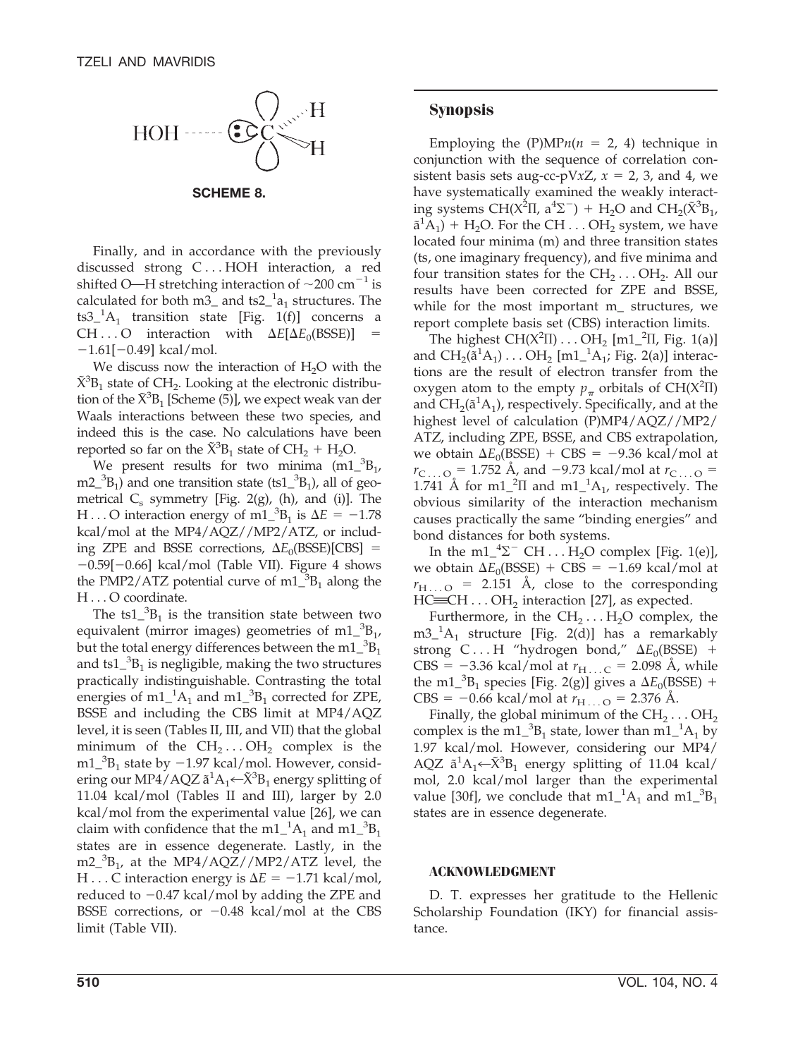HOH ------ C H H

**SCHEME 8.**

Finally, and in accordance with the previously discussed strong C . . . HOH interaction, a red shifted O—H stretching interaction of ~200 cm$^{-1}$ is calculated for both m3_ and ts2_$^1$a$_1$ structures. The ts3_$^1A_1$ transition state [Fig. 1(f)] concerns a CH . . . O interaction with $\Delta E[\Delta E_0(\text{BSSE})] = -1.61[-0.49]$ kcal/mol.

We discuss now the interaction of $H_2O$ with the $\tilde{X}^3B_1$ state of $CH_2$. Looking at the electronic distribution of the $\tilde{X}^3B_1$ [Scheme (5)], we expect weak van der Waals interactions between these two species, and indeed this is the case. No calculations have been reported so far on the $\tilde{X}^3B_1$ state of $CH_2 + H_2O$.

We present results for two minima (m1_$^3B_1$, m2_$^3B_1$) and one transition state (ts1_$^3B_1$), all of geometrical $C_s$ symmetry [Fig. 2(g), (h), and (i)]. The H . . . O interaction energy of m1_$^3B_1$ is $\Delta E = -1.78$ kcal/mol at the MP4/AQZ//MP2/ATZ, or including ZPE and BSSE corrections, $\Delta E_0(\text{BSSE})[\text{CBS}] = -0.59[-0.66]$ kcal/mol (Table VII). Figure 4 shows the PMP2/ATZ potential curve of m1_$^3B_1$ along the H . . . O coordinate.

The ts1_$^3B_1$ is the transition state between two equivalent (mirror images) geometries of m1_$^3B_1$, but the total energy differences between the m1_$^3B_1$ and ts1_$^3B_1$ is negligible, making the two structures practically indistinguishable. Contrasting the total energies of m1_$^1A_1$ and m1_$^3B_1$ corrected for ZPE, BSSE and including the CBS limit at MP4/AQZ level, it is seen (Tables II, III, and VII) that the global minimum of the $CH_2 \ldots OH_2$ complex is the m1_$^3B_1$ state by $-1.97$ kcal/mol. However, considering our MP4/AQZ $\tilde{a}^1A_1 \leftarrow \tilde{X}^3B_1$ energy splitting of 11.04 kcal/mol (Tables II and III), larger by 2.0 kcal/mol from the experimental value [26], we can claim with confidence that the m1_$^1A_1$ and m1_$^3B_1$ states are in essence degenerate. Lastly, in the m2_$^3B_1$, at the MP4/AQZ//MP2/ATZ level, the H . . . C interaction energy is $\Delta E = -1.71$ kcal/mol, reduced to $-0.47$ kcal/mol by adding the ZPE and BSSE corrections, or $-0.48$ kcal/mol at the CBS limit (Table VII).

## Synopsis

Employing the (P)MP$n$($n$ = 2, 4) technique in conjunction with the sequence of correlation consistent basis sets aug-cc-pV$x$Z, $x$ = 2, 3, and 4, we have systematically examined the weakly interacting systems CH($X^2\Pi$, $a^4\Sigma^-$) + $H_2O$ and $CH_2$($\tilde{X}^3B_1$, $\tilde{a}^1A_1$) + $H_2O$. For the CH . . . $OH_2$ system, we have located four minima (m) and three transition states (ts, one imaginary frequency), and five minima and four transition states for the $CH_2 \ldots OH_2$. All our results have been corrected for ZPE and BSSE, while for the most important m_ structures, we report complete basis set (CBS) interaction limits.

The highest CH($X^2\Pi$) . . . $OH_2$ [m1_$^2\Pi$, Fig. 1(a)] and $CH_2(\tilde{a}^1A_1) \ldots OH_2$ [m1_$^1A_1$; Fig. 2(a)] interactions are the result of electron transfer from the oxygen atom to the empty $p_\pi$ orbitals of CH($X^2\Pi$) and $CH_2(\tilde{a}^1A_1)$, respectively. Specifically, and at the highest level of calculation (P)MP4/AQZ//MP2/ATZ, including ZPE, BSSE, and CBS extrapolation, we obtain $\Delta E_0(\text{BSSE}) + \text{CBS} = -9.36$ kcal/mol at $r_{C\ldots O} = 1.752$ Å, and $-9.73$ kcal/mol at $r_{C\ldots O} = 1.741$ Å for m1_$^2\Pi$ and m1_$^1A_1$, respectively. The obvious similarity of the interaction mechanism causes practically the same "binding energies" and bond distances for both systems.

In the m1_$^4\Sigma^-$ CH . . . $H_2O$ complex [Fig. 1(e)], we obtain $\Delta E_0(\text{BSSE}) + \text{CBS} = -1.69$ kcal/mol at $r_{H\ldots O} = 2.151$ Å, close to the corresponding HC≡CH . . . $OH_2$ interaction [27], as expected.

Furthermore, in the $CH_2 \ldots H_2O$ complex, the m3_$^1A_1$ structure [Fig. 2(d)] has a remarkably strong C . . . H "hydrogen bond," $\Delta E_0(\text{BSSE}) + \text{CBS} = -3.36$ kcal/mol at $r_{H\ldots C} = 2.098$ Å, while the m1_$^3B_1$ species [Fig. 2(g)] gives a $\Delta E_0(\text{BSSE}) + \text{CBS} = -0.66$ kcal/mol at $r_{H\ldots O} = 2.376$ Å.

Finally, the global minimum of the $CH_2 \ldots OH_2$ complex is the m1_$^3B_1$ state, lower than m1_$^1A_1$ by 1.97 kcal/mol. However, considering our MP4/AQZ $\tilde{a}^1A_1 \leftarrow \tilde{X}^3B_1$ energy splitting of 11.04 kcal/mol, 2.0 kcal/mol larger than the experimental value [30f], we conclude that m1_$^1A_1$ and m1_$^3B_1$ states are in essence degenerate.

## ACKNOWLEDGMENT

D. T. expresses her gratitude to the Hellenic Scholarship Foundation (IKY) for financial assistance.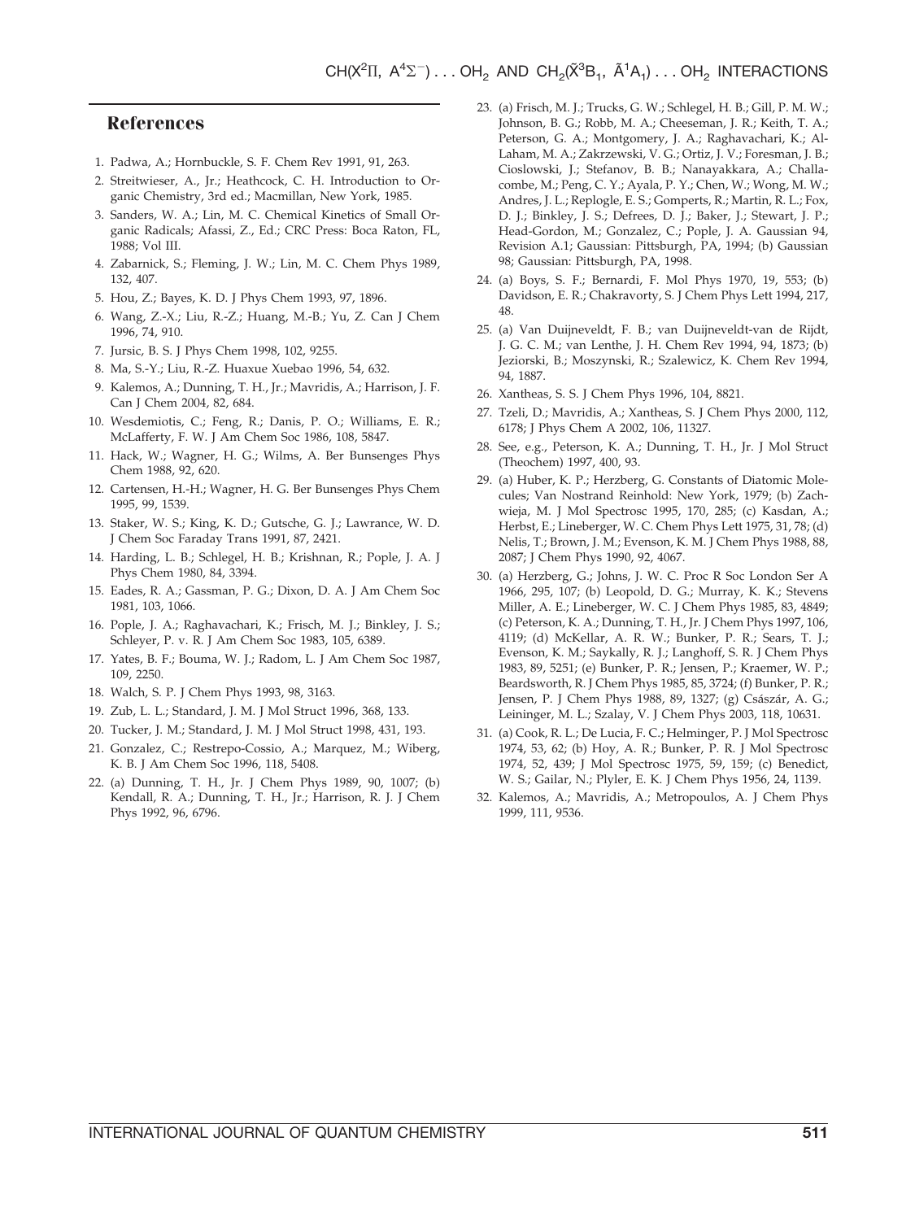## References

1. Padwa, A.; Hornbuckle, S. F. Chem Rev 1991, 91, 263.
2. Streitwieser, A., Jr.; Heathcock, C. H. Introduction to Organic Chemistry, 3rd ed.; Macmillan, New York, 1985.
3. Sanders, W. A.; Lin, M. C. Chemical Kinetics of Small Organic Radicals; Afassi, Z., Ed.; CRC Press: Boca Raton, FL, 1988; Vol III.
4. Zabarnick, S.; Fleming, J. W.; Lin, M. C. Chem Phys 1989, 132, 407.
5. Hou, Z.; Bayes, K. D. J Phys Chem 1993, 97, 1896.
6. Wang, Z.-X.; Liu, R.-Z.; Huang, M.-B.; Yu, Z. Can J Chem 1996, 74, 910.
7. Jursic, B. S. J Phys Chem 1998, 102, 9255.
8. Ma, S.-Y.; Liu, R.-Z. Huaxue Xuebao 1996, 54, 632.
9. Kalemos, A.; Dunning, T. H., Jr.; Mavridis, A.; Harrison, J. F. Can J Chem 2004, 82, 684.
10. Wesdemiotis, C.; Feng, R.; Danis, P. O.; Williams, E. R.; McLafferty, F. W. J Am Chem Soc 1986, 108, 5847.
11. Hack, W.; Wagner, H. G.; Wilms, A. Ber Bunsenges Phys Chem 1988, 92, 620.
12. Cartensen, H.-H.; Wagner, H. G. Ber Bunsenges Phys Chem 1995, 99, 1539.
13. Staker, W. S.; King, K. D.; Gutsche, G. J.; Lawrance, W. D. J Chem Soc Faraday Trans 1991, 87, 2421.
14. Harding, L. B.; Schlegel, H. B.; Krishnan, R.; Pople, J. A. J Phys Chem 1980, 84, 3394.
15. Eades, R. A.; Gassman, P. G.; Dixon, D. A. J Am Chem Soc 1981, 103, 1066.
16. Pople, J. A.; Raghavachari, K.; Frisch, M. J.; Binkley, J. S.; Schleyer, P. v. R. J Am Chem Soc 1983, 105, 6389.
17. Yates, B. F.; Bouma, W. J.; Radom, L. J Am Chem Soc 1987, 109, 2250.
18. Walch, S. P. J Chem Phys 1993, 98, 3163.
19. Zub, L. L.; Standard, J. M. J Mol Struct 1996, 368, 133.
20. Tucker, J. M.; Standard, J. M. J Mol Struct 1998, 431, 193.
21. Gonzalez, C.; Restrepo-Cossio, A.; Marquez, M.; Wiberg, K. B. J Am Chem Soc 1996, 118, 5408.
22. (a) Dunning, T. H., Jr. J Chem Phys 1989, 90, 1007; (b) Kendall, R. A.; Dunning, T. H., Jr.; Harrison, R. J. J Chem Phys 1992, 96, 6796.
23. (a) Frisch, M. J.; Trucks, G. W.; Schlegel, H. B.; Gill, P. M. W.; Johnson, B. G.; Robb, M. A.; Cheeseman, J. R.; Keith, T. A.; Peterson, G. A.; Montgomery, J. A.; Raghavachari, K.; Al-Laham, M. A.; Zakrzewski, V. G.; Ortiz, J. V.; Foresman, J. B.; Cioslowski, J.; Stefanov, B. B.; Nanayakkara, A.; Challacombe, M.; Peng, C. Y.; Ayala, P. Y.; Chen, W.; Wong, M. W.; Andres, J. L.; Replogle, E. S.; Gomperts, R.; Martin, R. L.; Fox, D. J.; Binkley, J. S.; Defrees, D. J.; Baker, J.; Stewart, J. P.; Head-Gordon, M.; Gonzalez, C.; Pople, J. A. Gaussian 94, Revision A.1; Gaussian: Pittsburgh, PA, 1994; (b) Gaussian 98; Gaussian: Pittsburgh, PA, 1998.
24. (a) Boys, S. F.; Bernardi, F. Mol Phys 1970, 19, 553; (b) Davidson, E. R.; Chakravorty, S. J Chem Phys Lett 1994, 217, 48.
25. (a) Van Duijneveldt, F. B.; van Duijneveldt-van de Rijdt, J. G. C. M.; van Lenthe, J. H. Chem Rev 1994, 94, 1873; (b) Jeziorski, B.; Moszynski, R.; Szalewicz, K. Chem Rev 1994, 94, 1887.
26. Xantheas, S. S. J Chem Phys 1996, 104, 8821.
27. Tzeli, D.; Mavridis, A.; Xantheas, S. J Chem Phys 2000, 112, 6178; J Phys Chem A 2002, 106, 11327.
28. See, e.g., Peterson, K. A.; Dunning, T. H., Jr. J Mol Struct (Theochem) 1997, 400, 93.
29. (a) Huber, K. P.; Herzberg, G. Constants of Diatomic Molecules; Van Nostrand Reinhold: New York, 1979; (b) Zachwieja, M. J Mol Spectrosc 1995, 170, 285; (c) Kasdan, A.; Herbst, E.; Lineberger, W. C. Chem Phys Lett 1975, 31, 78; (d) Nelis, T.; Brown, J. M.; Evenson, K. M. J Chem Phys 1988, 88, 2087; J Chem Phys 1990, 92, 4067.
30. (a) Herzberg, G.; Johns, J. W. C. Proc R Soc London Ser A 1966, 295, 107; (b) Leopold, D. G.; Murray, K. K.; Stevens Miller, A. E.; Lineberger, W. C. J Chem Phys 1985, 83, 4849; (c) Peterson, K. A.; Dunning, T. H., Jr. J Chem Phys 1997, 106, 4119; (d) McKellar, A. R. W.; Bunker, P. R.; Sears, T. J.; Evenson, K. M.; Saykally, R. J.; Langhoff, S. R. J Chem Phys 1983, 89, 5251; (e) Bunker, P. R.; Jensen, P.; Kraemer, W. P.; Beardsworth, R. J Chem Phys 1985, 85, 3724; (f) Bunker, P. R.; Jensen, P. J Chem Phys 1988, 89, 1327; (g) Császár, A. G.; Leininger, M. L.; Szalay, V. J Chem Phys 2003, 118, 10631.
31. (a) Cook, R. L.; De Lucia, F. C.; Helminger, P. J Mol Spectrosc 1974, 53, 62; (b) Hoy, A. R.; Bunker, P. R. J Mol Spectrosc 1974, 52, 439; J Mol Spectrosc 1975, 59, 159; (c) Benedict, W. S.; Gailar, N.; Plyler, E. K. J Chem Phys 1956, 24, 1139.
32. Kalemos, A.; Mavridis, A.; Metropoulos, A. J Chem Phys 1999, 111, 9536.